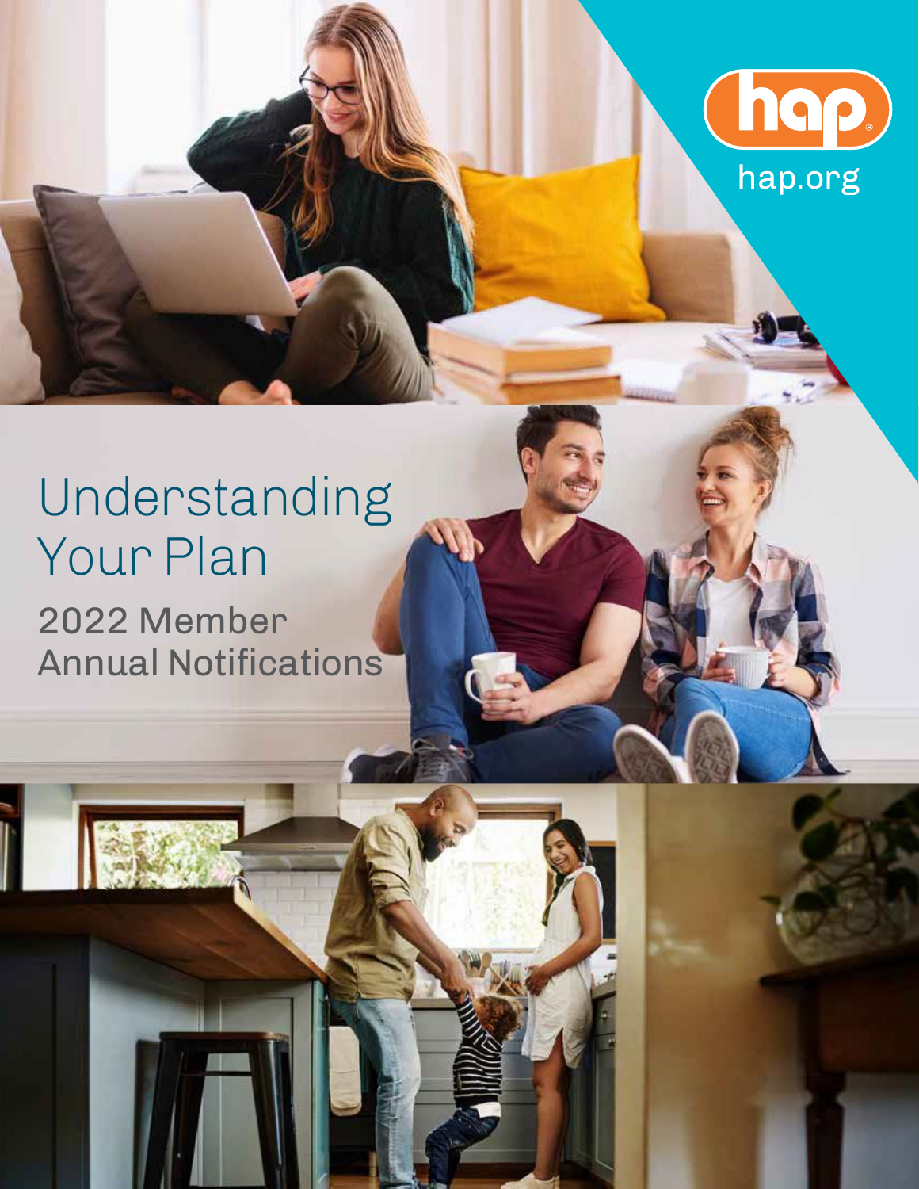hap

hap.org

# Understanding Your Plan

## 2022 Member Annual Notifications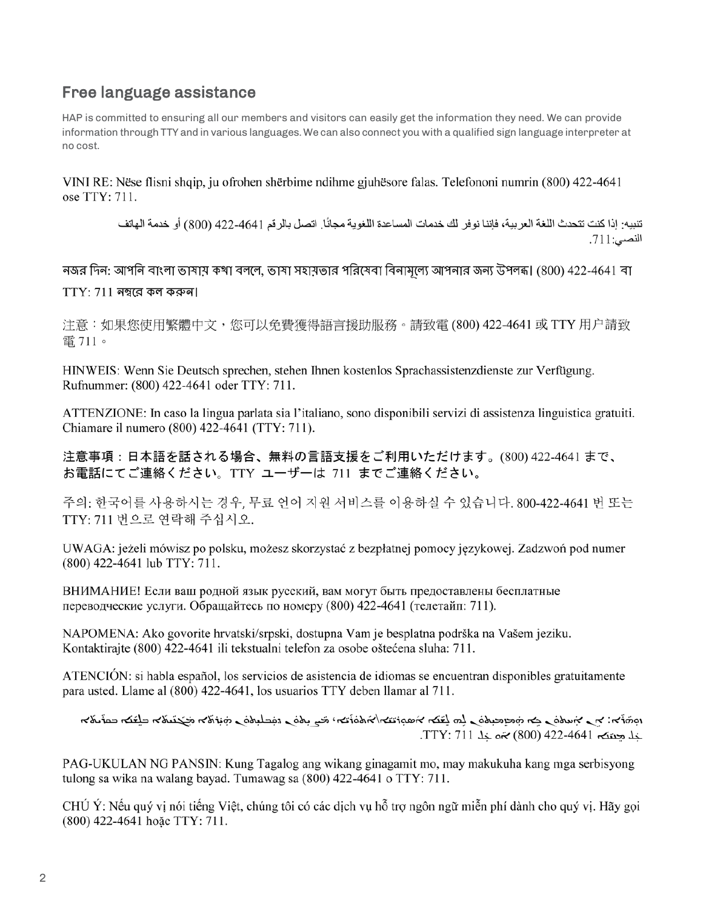## Free language assistance

HAP is committed to ensuring all our members and visitors can easily get the information they need. We can provide information through TTY and in various languages. We can also connect you with a qualified sign language interpreter at no cost.

VINI RE: Nëse flisni shqip, ju ofrohen shërbime ndihme gjuhësore falas. Telefononi numrin (800) 422-4641 ose TTY: 711.

تنبيه: إذا كنت تتحدث اللغة العربية، فإننا نوفر لك خدمات المساعدة اللغوية مجانًا. اتصل بالرقم 4641-422 (800) أو خدمة الهاتف النصي:711.

নজর দিন: আপনি বাংলা ভাষায় কথা বললে, ভাষা সহায়তার পরিষেবা বিনামূল্যে আপনার জন্য উপলব্ধ। (800) 422-4641 বা TTY: 711 নম্বরে কল করুন।

注意：如果您使用繁體中文，您可以免費獲得語言援助服務。請致電 (800) 422-4641 或 TTY 用户請致電 711。

HINWEIS: Wenn Sie Deutsch sprechen, stehen Ihnen kostenlos Sprachassistenzdienste zur Verfügung. Rufnummer: (800) 422-4641 oder TTY: 711.

ATTENZIONE: In caso la lingua parlata sia l'italiano, sono disponibili servizi di assistenza linguistica gratuiti. Chiamare il numero (800) 422-4641 (TTY: 711).

注意事項：日本語を話される場合、無料の言語支援をご利用いただけます。(800) 422-4641 まで、お電話にてご連絡ください。TTY ユーザーは 711 までご連絡ください。

주의: 한국어를 사용하시는 경우, 무료 언어 지원 서비스를 이용하실 수 있습니다. 800-422-4641 번 또는 TTY: 711 번으로 연락해 주십시오.

UWAGA: jeżeli mówisz po polsku, możesz skorzystać z bezpłatnej pomocy językowej. Zadzwoń pod numer (800) 422-4641 lub TTY: 711.

ВНИМАНИЕ! Если ваш родной язык русский, вам могут быть предоставлены бесплатные переводческие услуги. Обращайтесь по номеру (800) 422-4641 (телетайп: 711).

NAPOMENA: Ako govorite hrvatski/srpski, dostupna Vam je besplatna podrška na Vašem jeziku. Kontaktirajte (800) 422-4641 ili tekstualni telefon za osobe oštećena sluha: 711.

ATENCIÓN: si habla español, los servicios de asistencia de idiomas se encuentran disponibles gratuitamente para usted. Llame al (800) 422-4641, los usuarios TTY deben llamar al 711.

ܙܘܗܪܐ: ܐܢ ܟܐ ܡܨܬܘܬ ܥܠ ܡܡܠܠܐ ܠܫܢܐ ܐܬܘܪܝܐ، ܟܐ ܡܨܝܬܘܢ ܕܦܠܛܝܬܘܢ ܡܢ ܡܥܕܪܢܘܬܐ ܕܠܫܢܐ ܡܓܢܐܝܬ. ܩܪܝ ܥܠ ܡܢܝܢܐ 4641-422 (800) ܝܢ ܥܠ TTY: 711.

PAG-UKULAN NG PANSIN: Kung Tagalog ang wikang ginagamit mo, may makukuha kang mga serbisyong tulong sa wika na walang bayad. Tumawag sa (800) 422-4641 o TTY: 711.

CHÚ Ý: Nếu quý vị nói tiếng Việt, chúng tôi có các dịch vụ hỗ trợ ngôn ngữ miễn phí dành cho quý vị. Hãy gọi (800) 422-4641 hoặc TTY: 711.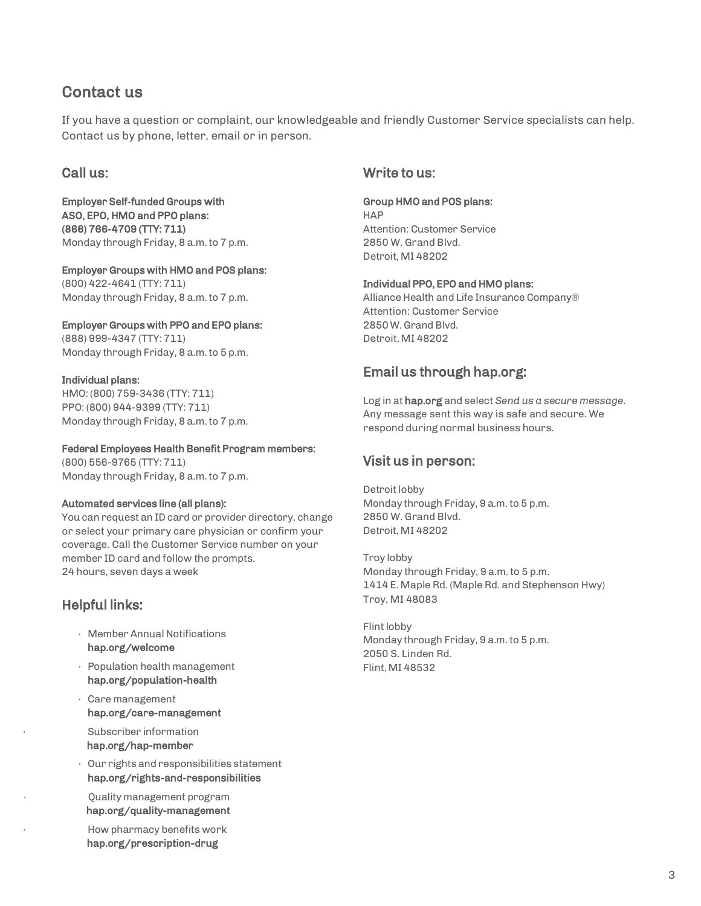## Contact us

If you have a question or complaint, our knowledgeable and friendly Customer Service specialists can help. Contact us by phone, letter, email or in person.

### Call us:

**Employer Self-funded Groups with ASO, EPO, HMO and PPO plans:**
**(866) 766-4709 (TTY: 711)**
Monday through Friday, 8 a.m. to 7 p.m.

**Employer Groups with HMO and POS plans:**
(800) 422-4641 (TTY: 711)
Monday through Friday, 8 a.m. to 7 p.m.

**Employer Groups with PPO and EPO plans:**
(888) 999-4347 (TTY: 711)
Monday through Friday, 8 a.m. to 5 p.m.

**Individual plans:**
HMO: (800) 759-3436 (TTY: 711)
PPO: (800) 944-9399 (TTY: 711)
Monday through Friday, 8 a.m. to 7 p.m.

**Federal Employees Health Benefit Program members:**
(800) 556-9765 (TTY: 711)
Monday through Friday, 8 a.m. to 7 p.m.

**Automated services line (all plans):**
You can request an ID card or provider directory, change or select your primary care physician or confirm your coverage. Call the Customer Service number on your member ID card and follow the prompts.
24 hours, seven days a week

### Helpful links:

- Member Annual Notifications
  **hap.org/welcome**
- Population health management
  **hap.org/population-health**
- Care management
  **hap.org/care-management**
- Subscriber information
  **hap.org/hap-member**
- Our rights and responsibilities statement
  **hap.org/rights-and-responsibilities**
- Quality management program
  **hap.org/quality-management**
- How pharmacy benefits work
  **hap.org/prescription-drug**

### Write to us:

**Group HMO and POS plans:**
HAP
Attention: Customer Service
2850 W. Grand Blvd.
Detroit, MI 48202

**Individual PPO, EPO and HMO plans:**
Alliance Health and Life Insurance Company®
Attention: Customer Service
2850 W. Grand Blvd.
Detroit, MI 48202

### Email us through hap.org:

Log in at **hap.org** and select *Send us a secure message*. Any message sent this way is safe and secure. We respond during normal business hours.

### Visit us in person:

Detroit lobby
Monday through Friday, 9 a.m. to 5 p.m.
2850 W. Grand Blvd.
Detroit, MI 48202

Troy lobby
Monday through Friday, 9 a.m. to 5 p.m.
1414 E. Maple Rd. (Maple Rd. and Stephenson Hwy)
Troy, MI 48083

Flint lobby
Monday through Friday, 9 a.m. to 5 p.m.
2050 S. Linden Rd.
Flint, MI 48532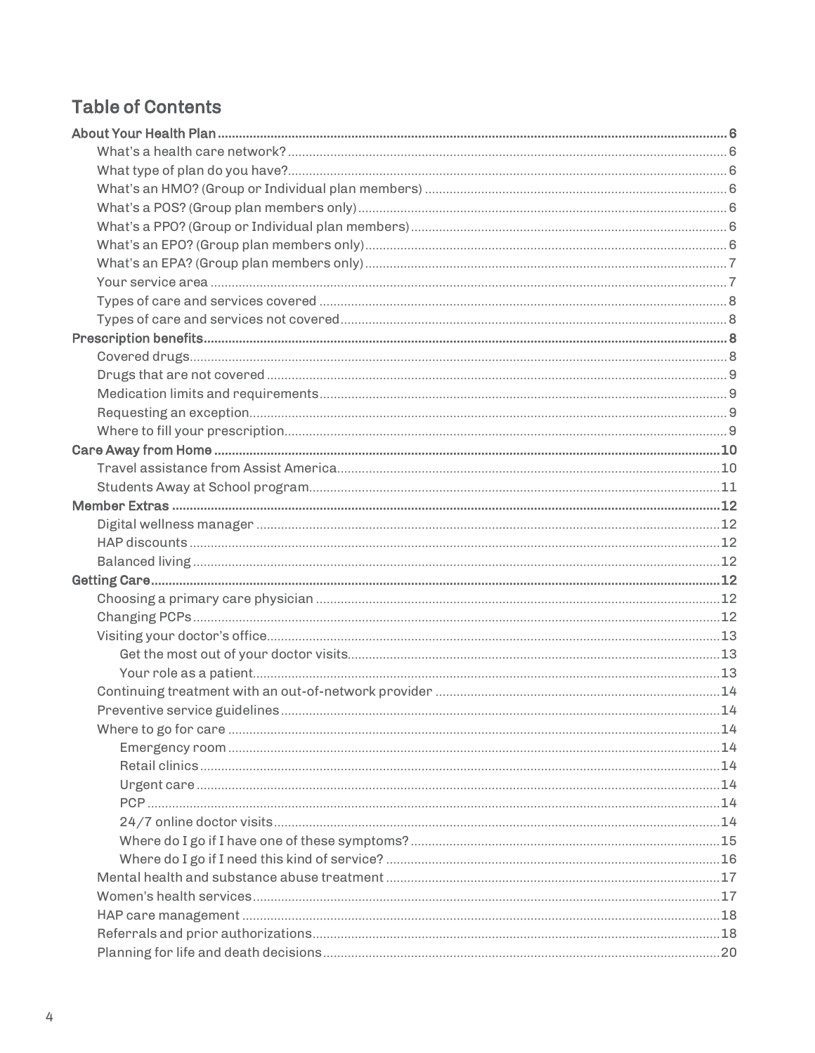## Table of Contents

- **About Your Health Plan** .......... 6
  - What's a health care network? .......... 6
  - What type of plan do you have? .......... 6
  - What's an HMO? (Group or Individual plan members) .......... 6
  - What's a POS? (Group plan members only) .......... 6
  - What's a PPO? (Group or Individual plan members) .......... 6
  - What's an EPO? (Group plan members only) .......... 6
  - What's an EPA? (Group plan members only) .......... 7
  - Your service area .......... 7
  - Types of care and services covered .......... 8
  - Types of care and services not covered .......... 8
- **Prescription benefits** .......... 8
  - Covered drugs .......... 8
  - Drugs that are not covered .......... 9
  - Medication limits and requirements .......... 9
  - Requesting an exception .......... 9
  - Where to fill your prescription .......... 9
- **Care Away from Home** .......... 10
  - Travel assistance from Assist America .......... 10
  - Students Away at School program .......... 11
- **Member Extras** .......... 12
  - Digital wellness manager .......... 12
  - HAP discounts .......... 12
  - Balanced living .......... 12
- **Getting Care** .......... 12
  - Choosing a primary care physician .......... 12
  - Changing PCPs .......... 12
  - Visiting your doctor's office .......... 13
    - Get the most out of your doctor visits .......... 13
    - Your role as a patient .......... 13
  - Continuing treatment with an out-of-network provider .......... 14
  - Preventive service guidelines .......... 14
  - Where to go for care .......... 14
    - Emergency room .......... 14
    - Retail clinics .......... 14
    - Urgent care .......... 14
    - PCP .......... 14
    - 24/7 online doctor visits .......... 14
    - Where do I go if I have one of these symptoms? .......... 15
    - Where do I go if I need this kind of service? .......... 16
  - Mental health and substance abuse treatment .......... 17
  - Women's health services .......... 17
  - HAP care management .......... 18
  - Referrals and prior authorizations .......... 18
  - Planning for life and death decisions .......... 20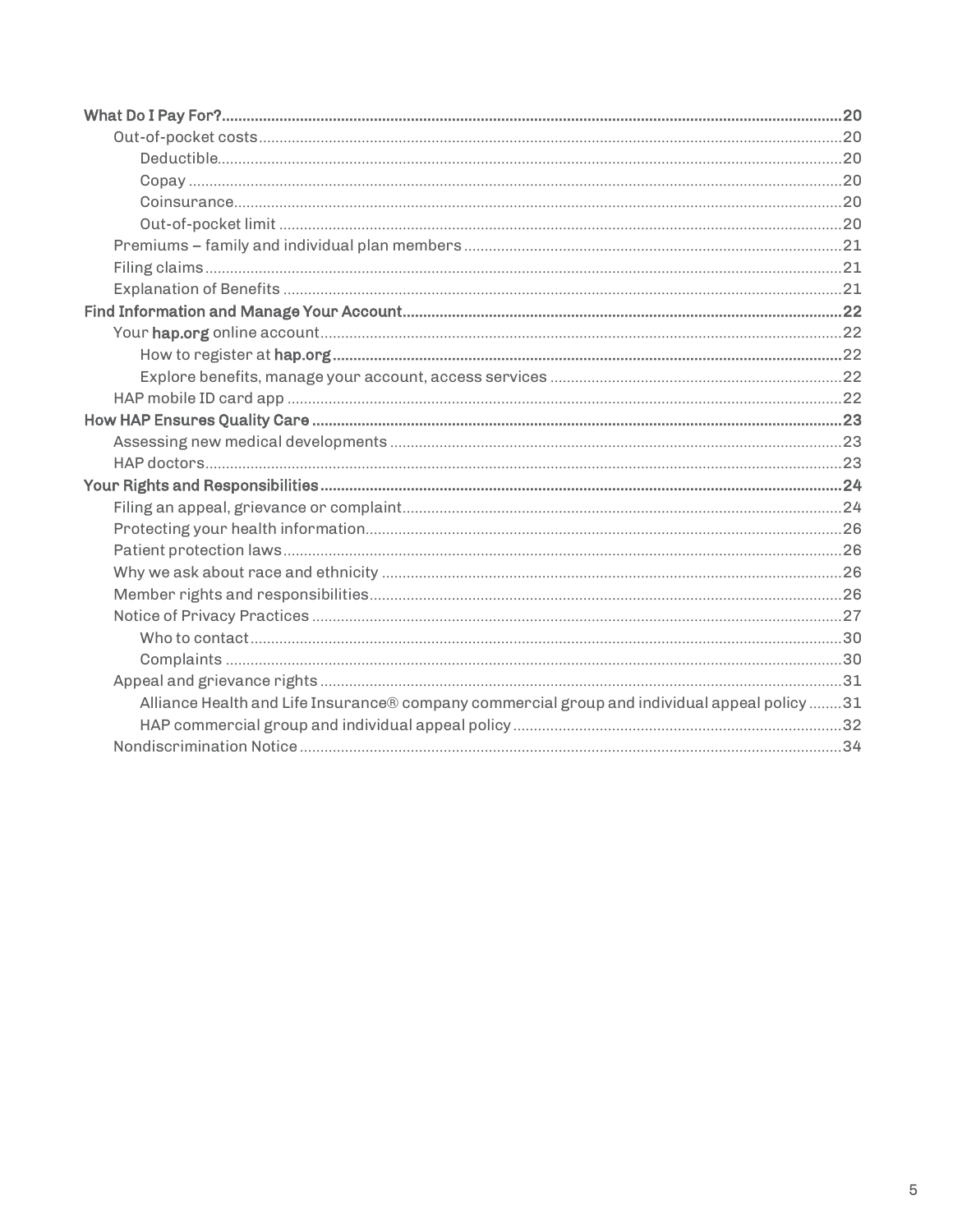- **What Do I Pay For?** ..... 20
  - Out-of-pocket costs ..... 20
    - Deductible ..... 20
    - Copay ..... 20
    - Coinsurance ..... 20
    - Out-of-pocket limit ..... 20
  - Premiums – family and individual plan members ..... 21
  - Filing claims ..... 21
  - Explanation of Benefits ..... 21
- **Find Information and Manage Your Account** ..... 22
  - Your **hap.org** online account ..... 22
    - How to register at **hap.org** ..... 22
    - Explore benefits, manage your account, access services ..... 22
  - HAP mobile ID card app ..... 22
- **How HAP Ensures Quality Care** ..... 23
  - Assessing new medical developments ..... 23
  - HAP doctors ..... 23
- **Your Rights and Responsibilities** ..... 24
  - Filing an appeal, grievance or complaint ..... 24
  - Protecting your health information ..... 26
  - Patient protection laws ..... 26
  - Why we ask about race and ethnicity ..... 26
  - Member rights and responsibilities ..... 26
  - Notice of Privacy Practices ..... 27
    - Who to contact ..... 30
    - Complaints ..... 30
  - Appeal and grievance rights ..... 31
    - Alliance Health and Life Insurance® company commercial group and individual appeal policy ..... 31
    - HAP commercial group and individual appeal policy ..... 32
  - Nondiscrimination Notice ..... 34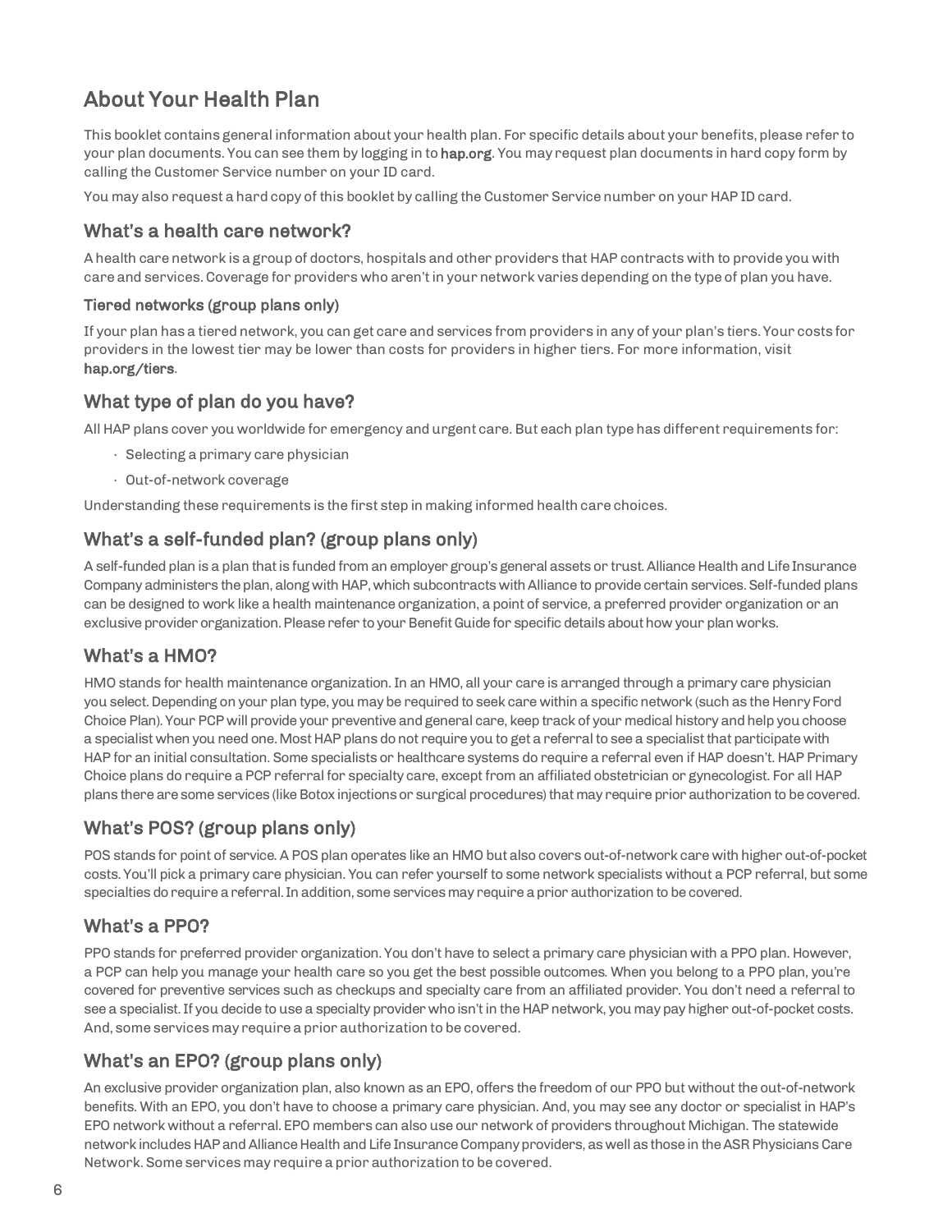# About Your Health Plan

This booklet contains general information about your health plan. For specific details about your benefits, please refer to your plan documents. You can see them by logging in to **hap.org**. You may request plan documents in hard copy form by calling the Customer Service number on your ID card.

You may also request a hard copy of this booklet by calling the Customer Service number on your HAP ID card.

## What's a health care network?

A health care network is a group of doctors, hospitals and other providers that HAP contracts with to provide you with care and services. Coverage for providers who aren't in your network varies depending on the type of plan you have.

### Tiered networks (group plans only)

If your plan has a tiered network, you can get care and services from providers in any of your plan's tiers. Your costs for providers in the lowest tier may be lower than costs for providers in higher tiers. For more information, visit **hap.org/tiers**.

## What type of plan do you have?

All HAP plans cover you worldwide for emergency and urgent care. But each plan type has different requirements for:

- Selecting a primary care physician
- Out-of-network coverage

Understanding these requirements is the first step in making informed health care choices.

## What's a self-funded plan? (group plans only)

A self-funded plan is a plan that is funded from an employer group's general assets or trust. Alliance Health and Life Insurance Company administers the plan, along with HAP, which subcontracts with Alliance to provide certain services. Self-funded plans can be designed to work like a health maintenance organization, a point of service, a preferred provider organization or an exclusive provider organization. Please refer to your Benefit Guide for specific details about how your plan works.

## What's a HMO?

HMO stands for health maintenance organization. In an HMO, all your care is arranged through a primary care physician you select. Depending on your plan type, you may be required to seek care within a specific network (such as the Henry Ford Choice Plan). Your PCP will provide your preventive and general care, keep track of your medical history and help you choose a specialist when you need one. Most HAP plans do not require you to get a referral to see a specialist that participate with HAP for an initial consultation. Some specialists or healthcare systems do require a referral even if HAP doesn't. HAP Primary Choice plans do require a PCP referral for specialty care, except from an affiliated obstetrician or gynecologist. For all HAP plans there are some services (like Botox injections or surgical procedures) that may require prior authorization to be covered.

## What's POS? (group plans only)

POS stands for point of service. A POS plan operates like an HMO but also covers out-of-network care with higher out-of-pocket costs. You'll pick a primary care physician. You can refer yourself to some network specialists without a PCP referral, but some specialties do require a referral. In addition, some services may require a prior authorization to be covered.

## What's a PPO?

PPO stands for preferred provider organization. You don't have to select a primary care physician with a PPO plan. However, a PCP can help you manage your health care so you get the best possible outcomes. When you belong to a PPO plan, you're covered for preventive services such as checkups and specialty care from an affiliated provider. You don't need a referral to see a specialist. If you decide to use a specialty provider who isn't in the HAP network, you may pay higher out-of-pocket costs. And, some services may require a prior authorization to be covered.

## What's an EPO? (group plans only)

An exclusive provider organization plan, also known as an EPO, offers the freedom of our PPO but without the out-of-network benefits. With an EPO, you don't have to choose a primary care physician. And, you may see any doctor or specialist in HAP's EPO network without a referral. EPO members can also use our network of providers throughout Michigan. The statewide network includes HAP and Alliance Health and Life Insurance Company providers, as well as those in the ASR Physicians Care Network. Some services may require a prior authorization to be covered.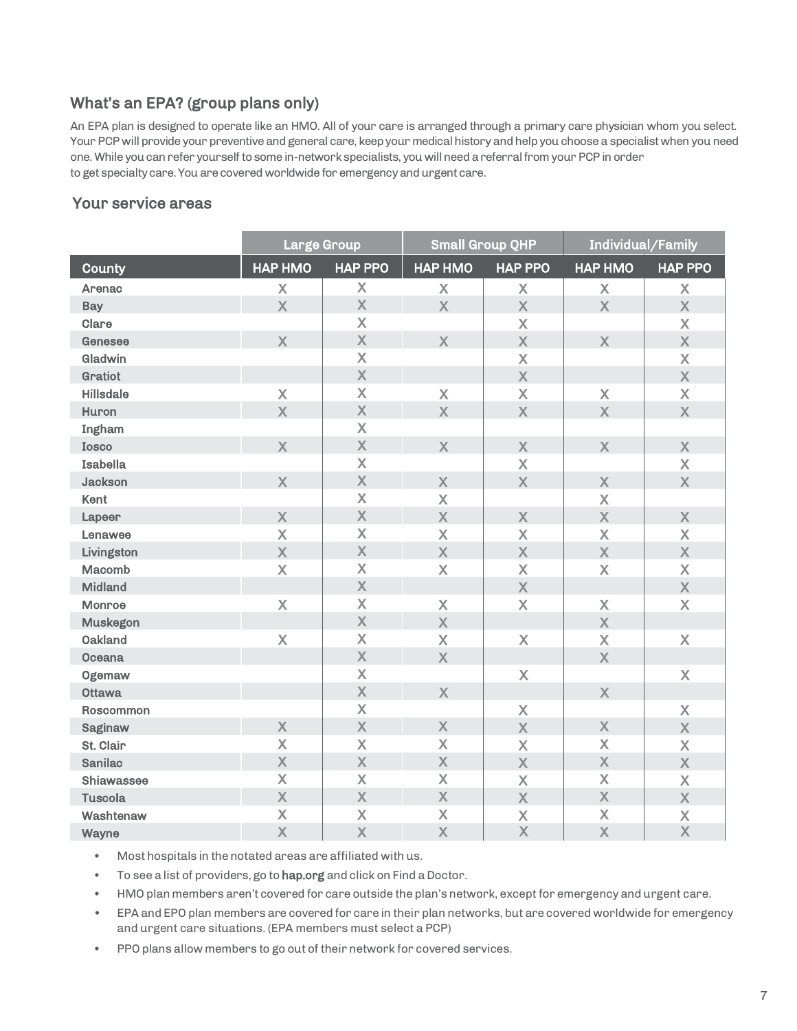## What's an EPA? (group plans only)

An EPA plan is designed to operate like an HMO. All of your care is arranged through a primary care physician whom you select. Your PCP will provide your preventive and general care, keep your medical history and help you choose a specialist when you need one. While you can refer yourself to some in-network specialists, you will need a referral from your PCP in order to get specialty care. You are covered worldwide for emergency and urgent care.

## Your service areas

| | Large Group | | Small Group QHP | | Individual/Family | |
|---|---|---|---|---|---|---|
| **County** | **HAP HMO** | **HAP PPO** | **HAP HMO** | **HAP PPO** | **HAP HMO** | **HAP PPO** |
| Arenac | X | X | X | X | X | X |
| Bay | X | X | X | X | X | X |
| Clare | | X | | X | | X |
| Genesee | X | X | X | X | X | X |
| Gladwin | | X | | X | | X |
| Gratiot | | X | | X | | X |
| Hillsdale | X | X | X | X | X | X |
| Huron | X | X | X | X | X | X |
| Ingham | | X | | | | |
| Iosco | X | X | X | X | X | X |
| Isabella | | X | | X | | X |
| Jackson | X | X | X | X | X | X |
| Kent | | X | X | | X | |
| Lapeer | X | X | X | X | X | X |
| Lenawee | X | X | X | X | X | X |
| Livingston | X | X | X | X | X | X |
| Macomb | X | X | X | X | X | X |
| Midland | | X | | X | | X |
| Monroe | X | X | X | X | X | X |
| Muskegon | | X | X | | X | |
| Oakland | X | X | X | X | X | X |
| Oceana | | X | X | | X | |
| Ogemaw | | X | | X | | X |
| Ottawa | | X | X | | X | |
| Roscommon | | X | | X | | X |
| Saginaw | X | X | X | X | X | X |
| St. Clair | X | X | X | X | X | X |
| Sanilac | X | X | X | X | X | X |
| Shiawassee | X | X | X | X | X | X |
| Tuscola | X | X | X | X | X | X |
| Washtenaw | X | X | X | X | X | X |
| Wayne | X | X | X | X | X | X |

- Most hospitals in the notated areas are affiliated with us.
- To see a list of providers, go to **hap.org** and click on Find a Doctor.
- HMO plan members aren't covered for care outside the plan's network, except for emergency and urgent care.
- EPA and EPO plan members are covered for care in their plan networks, but are covered worldwide for emergency and urgent care situations. (EPA members must select a PCP)
- PPO plans allow members to go out of their network for covered services.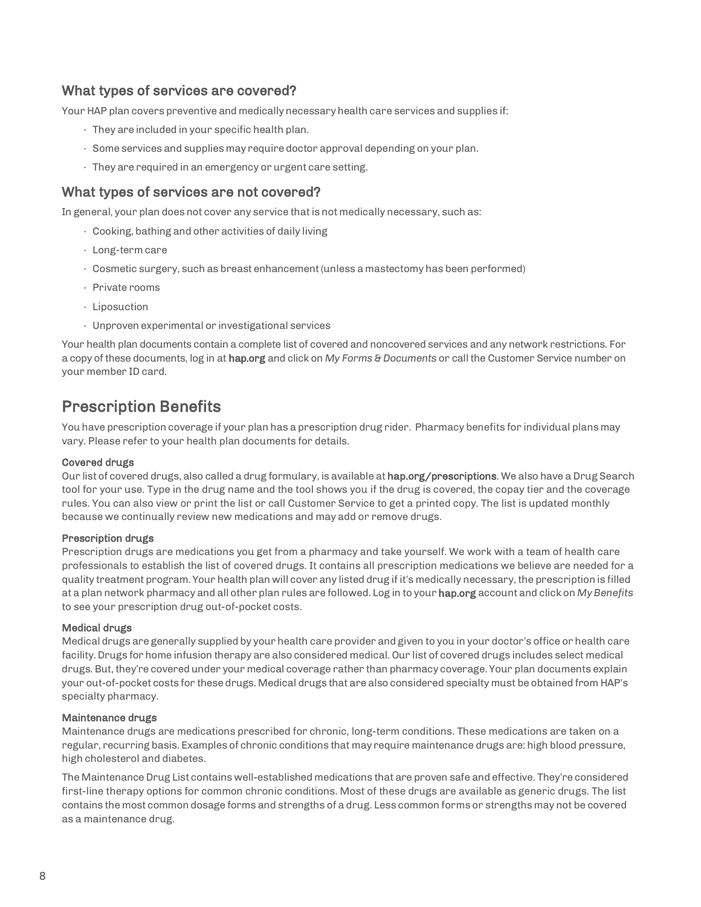### What types of services are covered?

Your HAP plan covers preventive and medically necessary health care services and supplies if:

- They are included in your specific health plan.
- Some services and supplies may require doctor approval depending on your plan.
- They are required in an emergency or urgent care setting.

### What types of services are not covered?

In general, your plan does not cover any service that is not medically necessary, such as:

- Cooking, bathing and other activities of daily living
- Long-term care
- Cosmetic surgery, such as breast enhancement (unless a mastectomy has been performed)
- Private rooms
- Liposuction
- Unproven experimental or investigational services

Your health plan documents contain a complete list of covered and noncovered services and any network restrictions. For a copy of these documents, log in at **hap.org** and click on *My Forms & Documents* or call the Customer Service number on your member ID card.

## Prescription Benefits

You have prescription coverage if your plan has a prescription drug rider. Pharmacy benefits for individual plans may vary. Please refer to your health plan documents for details.

**Covered drugs**
Our list of covered drugs, also called a drug formulary, is available at **hap.org/prescriptions**. We also have a Drug Search tool for your use. Type in the drug name and the tool shows you if the drug is covered, the copay tier and the coverage rules. You can also view or print the list or call Customer Service to get a printed copy. The list is updated monthly because we continually review new medications and may add or remove drugs.

**Prescription drugs**
Prescription drugs are medications you get from a pharmacy and take yourself. We work with a team of health care professionals to establish the list of covered drugs. It contains all prescription medications we believe are needed for a quality treatment program. Your health plan will cover any listed drug if it's medically necessary, the prescription is filled at a plan network pharmacy and all other plan rules are followed. Log in to your **hap.org** account and click on *My Benefits* to see your prescription drug out-of-pocket costs.

**Medical drugs**
Medical drugs are generally supplied by your health care provider and given to you in your doctor's office or health care facility. Drugs for home infusion therapy are also considered medical. Our list of covered drugs includes select medical drugs. But, they're covered under your medical coverage rather than pharmacy coverage. Your plan documents explain your out-of-pocket costs for these drugs. Medical drugs that are also considered specialty must be obtained from HAP's specialty pharmacy.

**Maintenance drugs**
Maintenance drugs are medications prescribed for chronic, long-term conditions. These medications are taken on a regular, recurring basis. Examples of chronic conditions that may require maintenance drugs are: high blood pressure, high cholesterol and diabetes.

The Maintenance Drug List contains well-established medications that are proven safe and effective. They're considered first-line therapy options for common chronic conditions. Most of these drugs are available as generic drugs. The list contains the most common dosage forms and strengths of a drug. Less common forms or strengths may not be covered as a maintenance drug.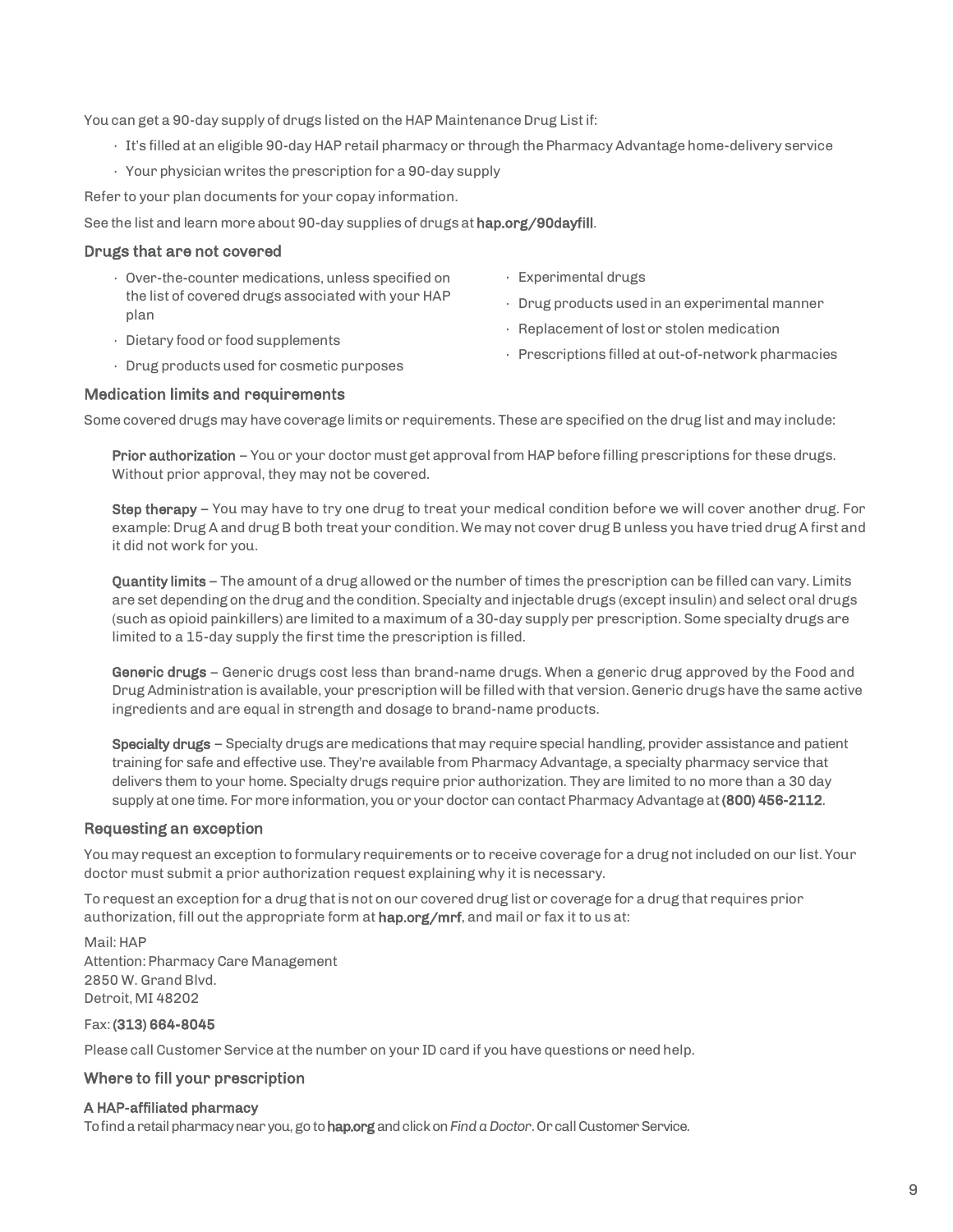You can get a 90-day supply of drugs listed on the HAP Maintenance Drug List if:

- It's filled at an eligible 90-day HAP retail pharmacy or through the Pharmacy Advantage home-delivery service
- Your physician writes the prescription for a 90-day supply

Refer to your plan documents for your copay information.

See the list and learn more about 90-day supplies of drugs at **hap.org/90dayfill**.

### Drugs that are not covered

- Over-the-counter medications, unless specified on the list of covered drugs associated with your HAP plan
- Dietary food or food supplements
- Drug products used for cosmetic purposes
- Experimental drugs
- Drug products used in an experimental manner
- Replacement of lost or stolen medication
- Prescriptions filled at out-of-network pharmacies

### Medication limits and requirements

Some covered drugs may have coverage limits or requirements. These are specified on the drug list and may include:

**Prior authorization** – You or your doctor must get approval from HAP before filling prescriptions for these drugs. Without prior approval, they may not be covered.

**Step therapy** – You may have to try one drug to treat your medical condition before we will cover another drug. For example: Drug A and drug B both treat your condition. We may not cover drug B unless you have tried drug A first and it did not work for you.

**Quantity limits** – The amount of a drug allowed or the number of times the prescription can be filled can vary. Limits are set depending on the drug and the condition. Specialty and injectable drugs (except insulin) and select oral drugs (such as opioid painkillers) are limited to a maximum of a 30-day supply per prescription. Some specialty drugs are limited to a 15-day supply the first time the prescription is filled.

**Generic drugs** – Generic drugs cost less than brand-name drugs. When a generic drug approved by the Food and Drug Administration is available, your prescription will be filled with that version. Generic drugs have the same active ingredients and are equal in strength and dosage to brand-name products.

**Specialty drugs** – Specialty drugs are medications that may require special handling, provider assistance and patient training for safe and effective use. They're available from Pharmacy Advantage, a specialty pharmacy service that delivers them to your home. Specialty drugs require prior authorization. They are limited to no more than a 30 day supply at one time. For more information, you or your doctor can contact Pharmacy Advantage at **(800) 456-2112**.

### Requesting an exception

You may request an exception to formulary requirements or to receive coverage for a drug not included on our list. Your doctor must submit a prior authorization request explaining why it is necessary.

To request an exception for a drug that is not on our covered drug list or coverage for a drug that requires prior authorization, fill out the appropriate form at **hap.org/mrf**, and mail or fax it to us at:

Mail: HAP
Attention: Pharmacy Care Management
2850 W. Grand Blvd.
Detroit, MI 48202

Fax: **(313) 664-8045**

Please call Customer Service at the number on your ID card if you have questions or need help.

### Where to fill your prescription

**A HAP-affiliated pharmacy**

To find a retail pharmacy near you, go to **hap.org** and click on *Find a Doctor*. Or call Customer Service.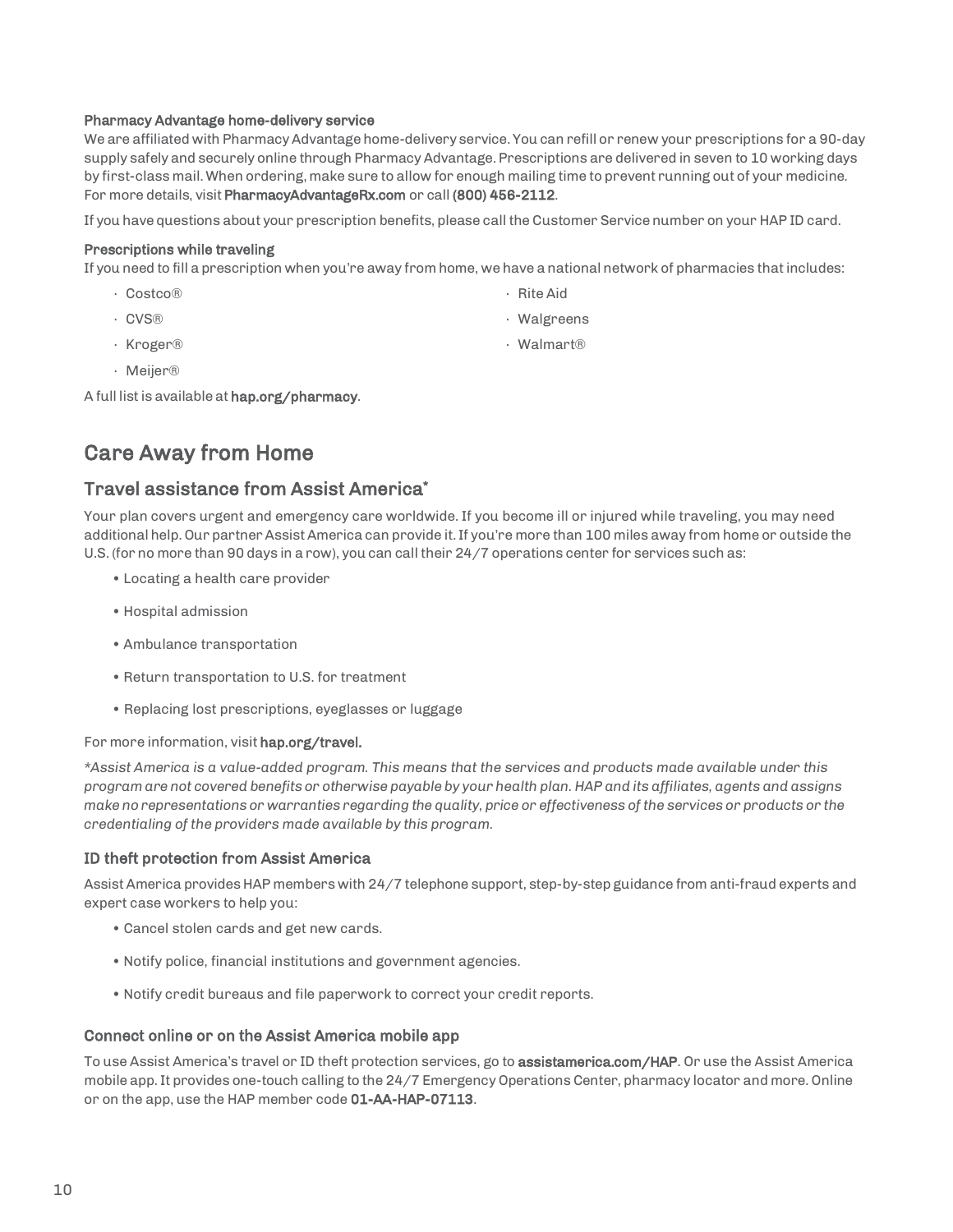**Pharmacy Advantage home-delivery service**

We are affiliated with Pharmacy Advantage home-delivery service. You can refill or renew your prescriptions for a 90-day supply safely and securely online through Pharmacy Advantage. Prescriptions are delivered in seven to 10 working days by first-class mail. When ordering, make sure to allow for enough mailing time to prevent running out of your medicine. For more details, visit **PharmacyAdvantageRx.com** or call **(800) 456-2112**.

If you have questions about your prescription benefits, please call the Customer Service number on your HAP ID card.

**Prescriptions while traveling**

If you need to fill a prescription when you're away from home, we have a national network of pharmacies that includes:

- Costco®
- CVS®
- Kroger®
- Meijer®
- Rite Aid
- Walgreens
- Walmart®

A full list is available at **hap.org/pharmacy**.

# Care Away from Home

## Travel assistance from Assist America*

Your plan covers urgent and emergency care worldwide. If you become ill or injured while traveling, you may need additional help. Our partner Assist America can provide it. If you're more than 100 miles away from home or outside the U.S. (for no more than 90 days in a row), you can call their 24/7 operations center for services such as:

- Locating a health care provider
- Hospital admission
- Ambulance transportation
- Return transportation to U.S. for treatment
- Replacing lost prescriptions, eyeglasses or luggage

For more information, visit **hap.org/travel.**

*\*Assist America is a value-added program. This means that the services and products made available under this program are not covered benefits or otherwise payable by your health plan. HAP and its affiliates, agents and assigns make no representations or warranties regarding the quality, price or effectiveness of the services or products or the credentialing of the providers made available by this program.*

### ID theft protection from Assist America

Assist America provides HAP members with 24/7 telephone support, step-by-step guidance from anti-fraud experts and expert case workers to help you:

- Cancel stolen cards and get new cards.
- Notify police, financial institutions and government agencies.
- Notify credit bureaus and file paperwork to correct your credit reports.

### Connect online or on the Assist America mobile app

To use Assist America's travel or ID theft protection services, go to **assistamerica.com/HAP**. Or use the Assist America mobile app. It provides one-touch calling to the 24/7 Emergency Operations Center, pharmacy locator and more. Online or on the app, use the HAP member code **01-AA-HAP-07113**.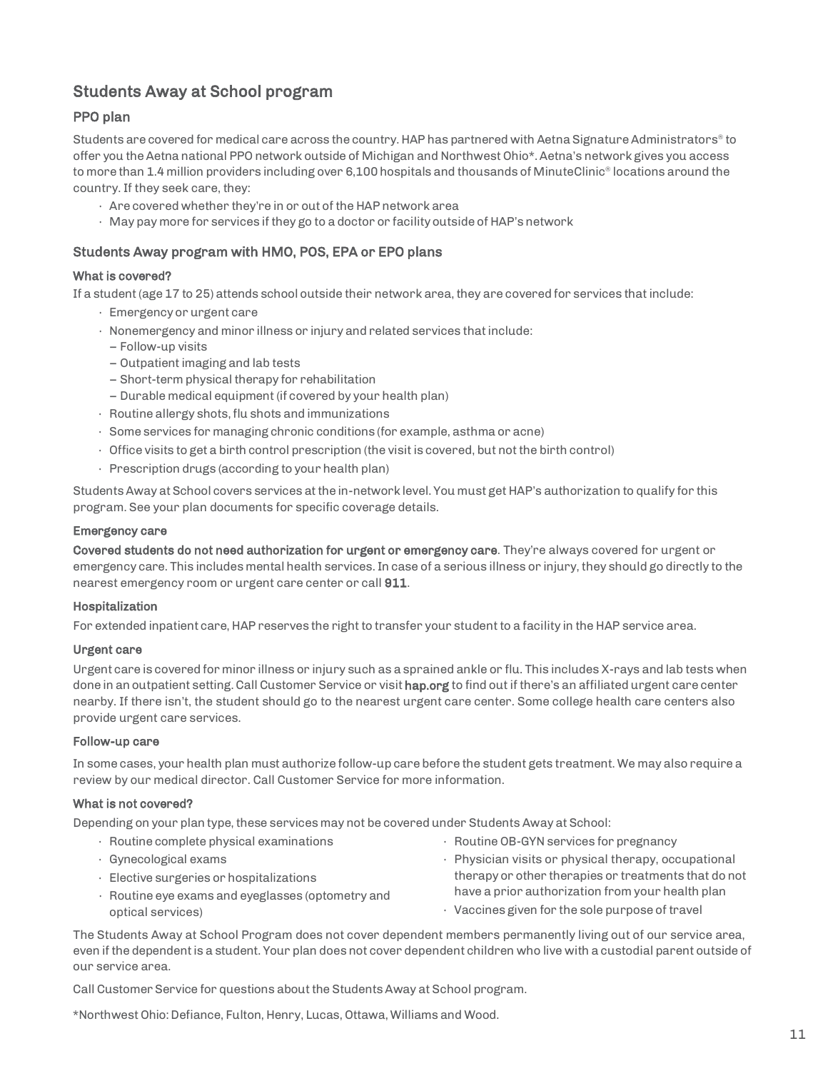## Students Away at School program

### PPO plan

Students are covered for medical care across the country. HAP has partnered with Aetna Signature Administrators® to offer you the Aetna national PPO network outside of Michigan and Northwest Ohio*. Aetna's network gives you access to more than 1.4 million providers including over 6,100 hospitals and thousands of MinuteClinic® locations around the country. If they seek care, they:

- Are covered whether they're in or out of the HAP network area
- May pay more for services if they go to a doctor or facility outside of HAP's network

### Students Away program with HMO, POS, EPA or EPO plans

#### What is covered?

If a student (age 17 to 25) attends school outside their network area, they are covered for services that include:

- Emergency or urgent care
- Nonemergency and minor illness or injury and related services that include:
  - Follow-up visits
  - Outpatient imaging and lab tests
  - Short-term physical therapy for rehabilitation
  - Durable medical equipment (if covered by your health plan)
- Routine allergy shots, flu shots and immunizations
- Some services for managing chronic conditions (for example, asthma or acne)
- Office visits to get a birth control prescription (the visit is covered, but not the birth control)
- Prescription drugs (according to your health plan)

Students Away at School covers services at the in-network level. You must get HAP's authorization to qualify for this program. See your plan documents for specific coverage details.

#### Emergency care

**Covered students do not need authorization for urgent or emergency care**. They're always covered for urgent or emergency care. This includes mental health services. In case of a serious illness or injury, they should go directly to the nearest emergency room or urgent care center or call **911**.

#### Hospitalization

For extended inpatient care, HAP reserves the right to transfer your student to a facility in the HAP service area.

#### Urgent care

Urgent care is covered for minor illness or injury such as a sprained ankle or flu. This includes X-rays and lab tests when done in an outpatient setting. Call Customer Service or visit **hap.org** to find out if there's an affiliated urgent care center nearby. If there isn't, the student should go to the nearest urgent care center. Some college health care centers also provide urgent care services.

#### Follow-up care

In some cases, your health plan must authorize follow-up care before the student gets treatment. We may also require a review by our medical director. Call Customer Service for more information.

#### What is not covered?

Depending on your plan type, these services may not be covered under Students Away at School:

- Routine complete physical examinations
- Gynecological exams
- Elective surgeries or hospitalizations
- Routine eye exams and eyeglasses (optometry and optical services)
- Routine OB-GYN services for pregnancy
- Physician visits or physical therapy, occupational therapy or other therapies or treatments that do not have a prior authorization from your health plan
- Vaccines given for the sole purpose of travel

The Students Away at School Program does not cover dependent members permanently living out of our service area, even if the dependent is a student. Your plan does not cover dependent children who live with a custodial parent outside of our service area.

Call Customer Service for questions about the Students Away at School program.

*Northwest Ohio: Defiance, Fulton, Henry, Lucas, Ottawa, Williams and Wood.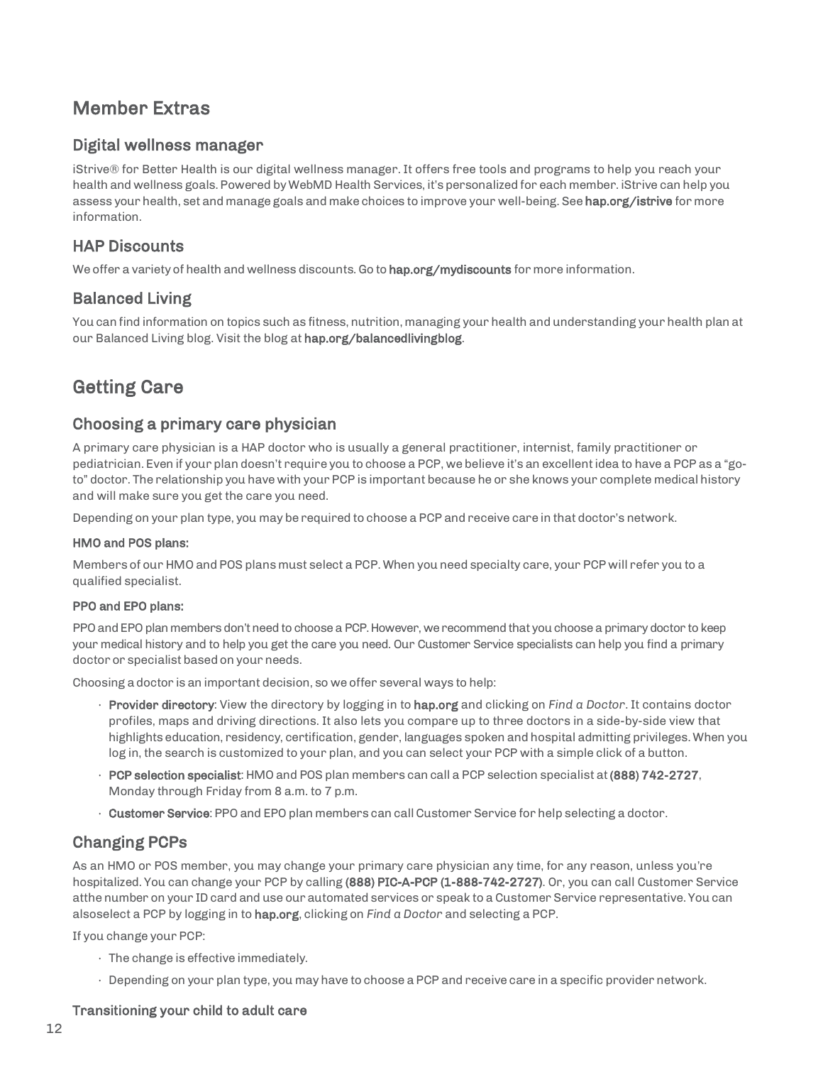# Member Extras

## Digital wellness manager

iStrive® for Better Health is our digital wellness manager. It offers free tools and programs to help you reach your health and wellness goals. Powered by WebMD Health Services, it's personalized for each member. iStrive can help you assess your health, set and manage goals and make choices to improve your well-being. See **hap.org/istrive** for more information.

## HAP Discounts

We offer a variety of health and wellness discounts. Go to **hap.org/mydiscounts** for more information.

## Balanced Living

You can find information on topics such as fitness, nutrition, managing your health and understanding your health plan at our Balanced Living blog. Visit the blog at **hap.org/balancedlivingblog**.

# Getting Care

## Choosing a primary care physician

A primary care physician is a HAP doctor who is usually a general practitioner, internist, family practitioner or pediatrician. Even if your plan doesn't require you to choose a PCP, we believe it's an excellent idea to have a PCP as a "go-to" doctor. The relationship you have with your PCP is important because he or she knows your complete medical history and will make sure you get the care you need.

Depending on your plan type, you may be required to choose a PCP and receive care in that doctor's network.

**HMO and POS plans:**

Members of our HMO and POS plans must select a PCP. When you need specialty care, your PCP will refer you to a qualified specialist.

**PPO and EPO plans:**

PPO and EPO plan members don't need to choose a PCP. However, we recommend that you choose a primary doctor to keep your medical history and to help you get the care you need. Our Customer Service specialists can help you find a primary doctor or specialist based on your needs.

Choosing a doctor is an important decision, so we offer several ways to help:

- **Provider directory**: View the directory by logging in to **hap.org** and clicking on *Find a Doctor*. It contains doctor profiles, maps and driving directions. It also lets you compare up to three doctors in a side-by-side view that highlights education, residency, certification, gender, languages spoken and hospital admitting privileges. When you log in, the search is customized to your plan, and you can select your PCP with a simple click of a button.
- **PCP selection specialist**: HMO and POS plan members can call a PCP selection specialist at **(888) 742-2727**, Monday through Friday from 8 a.m. to 7 p.m.
- **Customer Service**: PPO and EPO plan members can call Customer Service for help selecting a doctor.

## Changing PCPs

As an HMO or POS member, you may change your primary care physician any time, for any reason, unless you're hospitalized. You can change your PCP by calling **(888) PIC-A-PCP (1-888-742-2727)**. Or, you can call Customer Service atthe number on your ID card and use our automated services or speak to a Customer Service representative. You can alsoselect a PCP by logging in to **hap.org**, clicking on *Find a Doctor* and selecting a PCP.

If you change your PCP:

- The change is effective immediately.
- Depending on your plan type, you may have to choose a PCP and receive care in a specific provider network.

**Transitioning your child to adult care**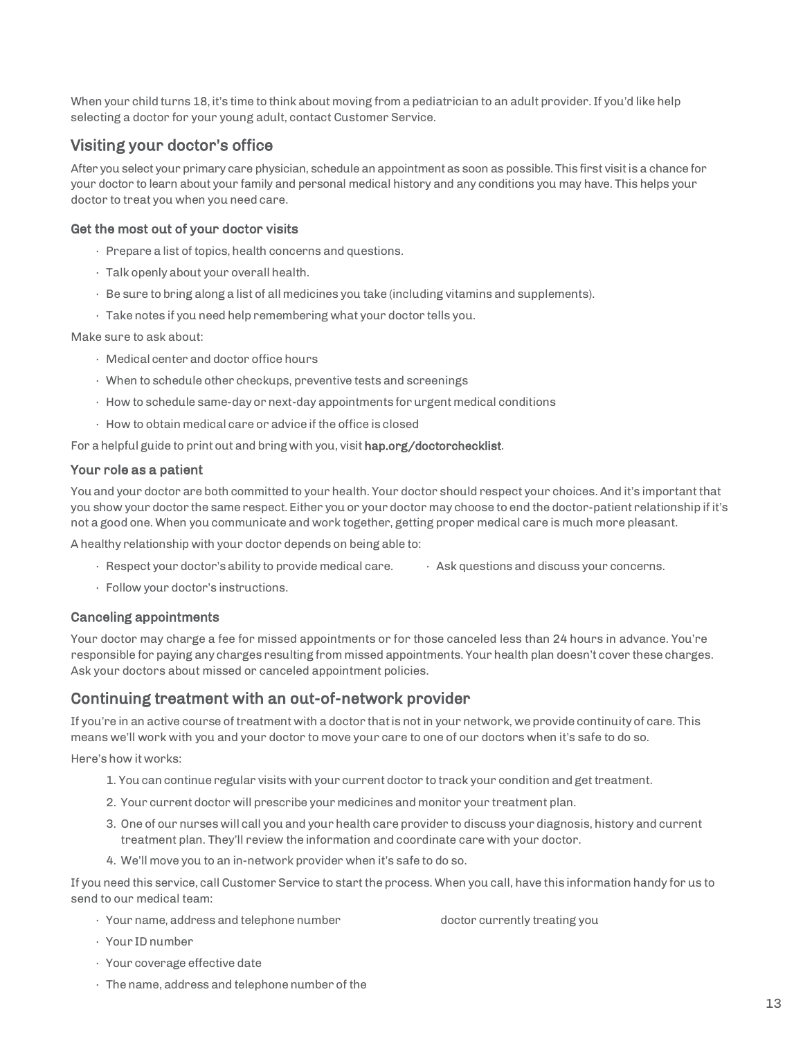When your child turns 18, it's time to think about moving from a pediatrician to an adult provider. If you'd like help selecting a doctor for your young adult, contact Customer Service.

## Visiting your doctor's office

After you select your primary care physician, schedule an appointment as soon as possible. This first visit is a chance for your doctor to learn about your family and personal medical history and any conditions you may have. This helps your doctor to treat you when you need care.

### Get the most out of your doctor visits

- Prepare a list of topics, health concerns and questions.
- Talk openly about your overall health.
- Be sure to bring along a list of all medicines you take (including vitamins and supplements).
- Take notes if you need help remembering what your doctor tells you.

Make sure to ask about:

- Medical center and doctor office hours
- When to schedule other checkups, preventive tests and screenings
- How to schedule same-day or next-day appointments for urgent medical conditions
- How to obtain medical care or advice if the office is closed

For a helpful guide to print out and bring with you, visit **hap.org/doctorchecklist**.

### Your role as a patient

You and your doctor are both committed to your health. Your doctor should respect your choices. And it's important that you show your doctor the same respect. Either you or your doctor may choose to end the doctor-patient relationship if it's not a good one. When you communicate and work together, getting proper medical care is much more pleasant.

A healthy relationship with your doctor depends on being able to:

- Respect your doctor's ability to provide medical care.
- Follow your doctor's instructions.
- Ask questions and discuss your concerns.

### Canceling appointments

Your doctor may charge a fee for missed appointments or for those canceled less than 24 hours in advance. You're responsible for paying any charges resulting from missed appointments. Your health plan doesn't cover these charges. Ask your doctors about missed or canceled appointment policies.

## Continuing treatment with an out-of-network provider

If you're in an active course of treatment with a doctor that is not in your network, we provide continuity of care. This means we'll work with you and your doctor to move your care to one of our doctors when it's safe to do so.

Here's how it works:

1. You can continue regular visits with your current doctor to track your condition and get treatment.
2. Your current doctor will prescribe your medicines and monitor your treatment plan.
3. One of our nurses will call you and your health care provider to discuss your diagnosis, history and current treatment plan. They'll review the information and coordinate care with your doctor.
4. We'll move you to an in-network provider when it's safe to do so.

If you need this service, call Customer Service to start the process. When you call, have this information handy for us to send to our medical team:

- Your name, address and telephone number
- Your ID number
- Your coverage effective date
- The name, address and telephone number of the doctor currently treating you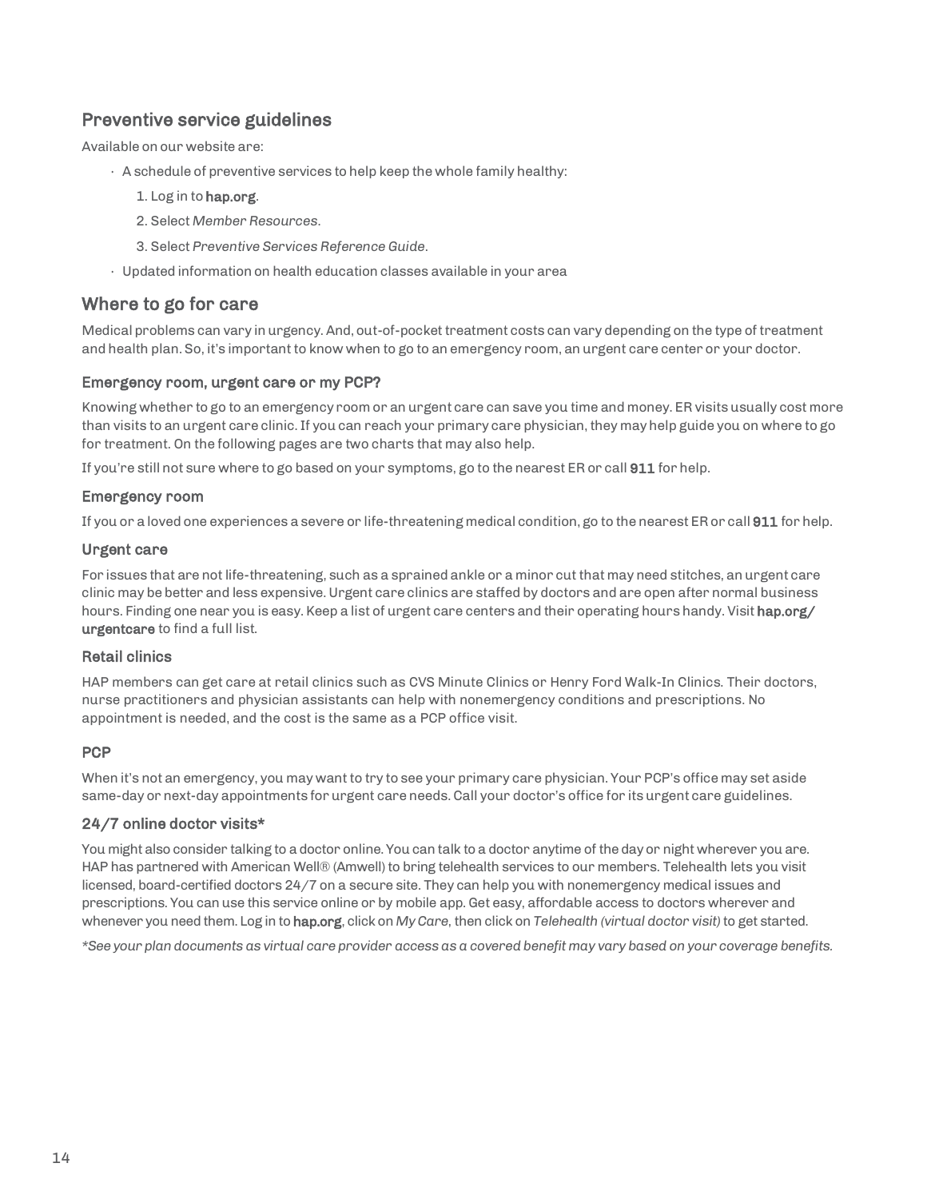## Preventive service guidelines

Available on our website are:

- A schedule of preventive services to help keep the whole family healthy:
    1. Log in to **hap.org**.
    2. Select *Member Resources*.
    3. Select *Preventive Services Reference Guide*.
- Updated information on health education classes available in your area

## Where to go for care

Medical problems can vary in urgency. And, out-of-pocket treatment costs can vary depending on the type of treatment and health plan. So, it's important to know when to go to an emergency room, an urgent care center or your doctor.

### Emergency room, urgent care or my PCP?

Knowing whether to go to an emergency room or an urgent care can save you time and money. ER visits usually cost more than visits to an urgent care clinic. If you can reach your primary care physician, they may help guide you on where to go for treatment. On the following pages are two charts that may also help.

If you're still not sure where to go based on your symptoms, go to the nearest ER or call **911** for help.

### Emergency room

If you or a loved one experiences a severe or life-threatening medical condition, go to the nearest ER or call **911** for help.

### Urgent care

For issues that are not life-threatening, such as a sprained ankle or a minor cut that may need stitches, an urgent care clinic may be better and less expensive. Urgent care clinics are staffed by doctors and are open after normal business hours. Finding one near you is easy. Keep a list of urgent care centers and their operating hours handy. Visit **hap.org/urgentcare** to find a full list.

### Retail clinics

HAP members can get care at retail clinics such as CVS Minute Clinics or Henry Ford Walk-In Clinics. Their doctors, nurse practitioners and physician assistants can help with nonemergency conditions and prescriptions. No appointment is needed, and the cost is the same as a PCP office visit.

### PCP

When it's not an emergency, you may want to try to see your primary care physician. Your PCP's office may set aside same-day or next-day appointments for urgent care needs. Call your doctor's office for its urgent care guidelines.

### 24/7 online doctor visits*

You might also consider talking to a doctor online. You can talk to a doctor anytime of the day or night wherever you are. HAP has partnered with American Well® (Amwell) to bring telehealth services to our members. Telehealth lets you visit licensed, board-certified doctors 24/7 on a secure site. They can help you with nonemergency medical issues and prescriptions. You can use this service online or by mobile app. Get easy, affordable access to doctors wherever and whenever you need them. Log in to **hap.org**, click on *My Care*, then click on *Telehealth (virtual doctor visit)* to get started.

*\*See your plan documents as virtual care provider access as a covered benefit may vary based on your coverage benefits.*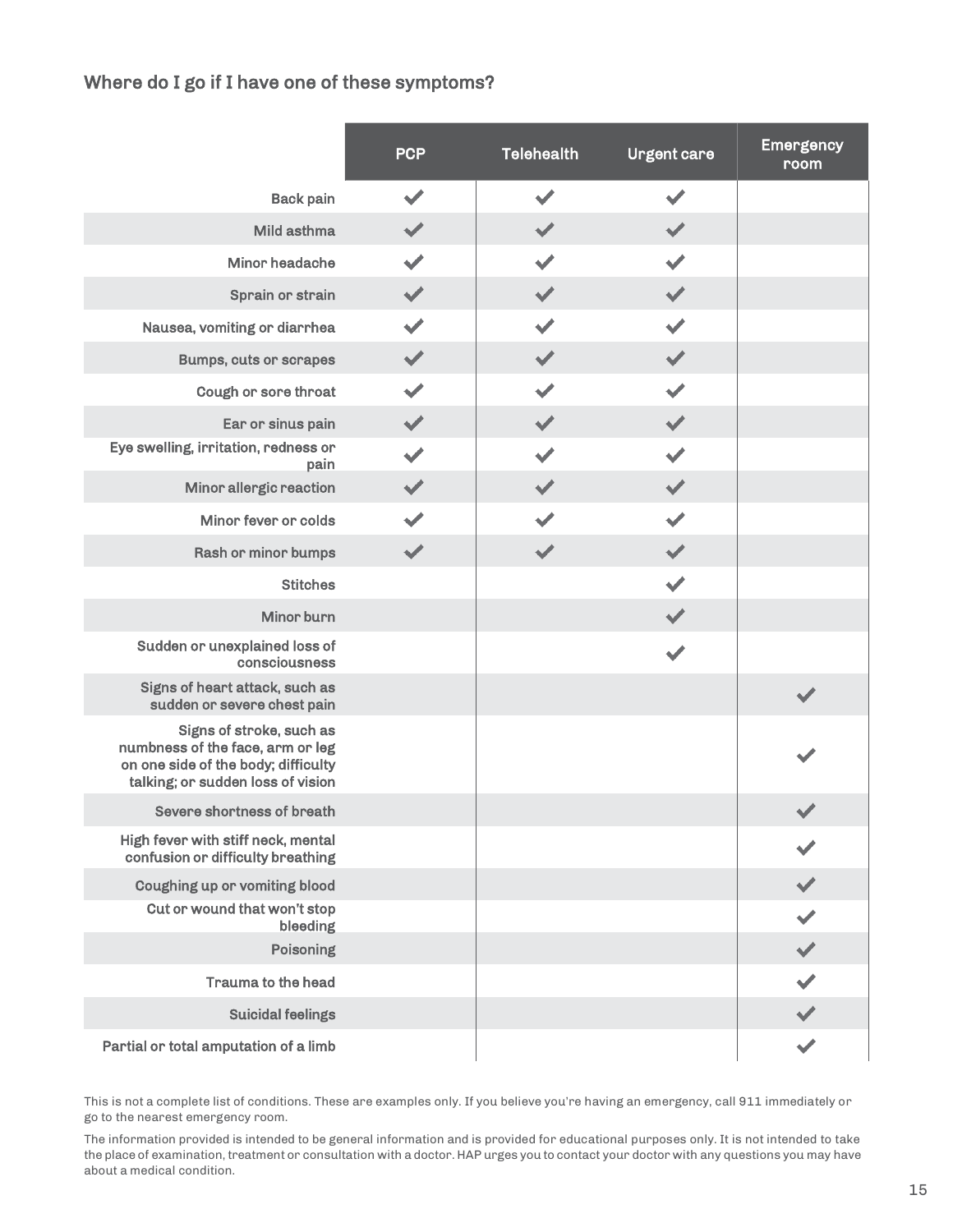## Where do I go if I have one of these symptoms?

| | PCP | Telehealth | Urgent care | Emergency room |
|---|---|---|---|---|
| Back pain | ✔ | ✔ | ✔ | |
| Mild asthma | ✔ | ✔ | ✔ | |
| Minor headache | ✔ | ✔ | ✔ | |
| Sprain or strain | ✔ | ✔ | ✔ | |
| Nausea, vomiting or diarrhea | ✔ | ✔ | ✔ | |
| Bumps, cuts or scrapes | ✔ | ✔ | ✔ | |
| Cough or sore throat | ✔ | ✔ | ✔ | |
| Ear or sinus pain | ✔ | ✔ | ✔ | |
| Eye swelling, irritation, redness or pain | ✔ | ✔ | ✔ | |
| Minor allergic reaction | ✔ | ✔ | ✔ | |
| Minor fever or colds | ✔ | ✔ | ✔ | |
| Rash or minor bumps | ✔ | ✔ | ✔ | |
| Stitches | | | ✔ | |
| Minor burn | | | ✔ | |
| Sudden or unexplained loss of consciousness | | | ✔ | |
| Signs of heart attack, such as sudden or severe chest pain | | | | ✔ |
| Signs of stroke, such as numbness of the face, arm or leg on one side of the body; difficulty talking; or sudden loss of vision | | | | ✔ |
| Severe shortness of breath | | | | ✔ |
| High fever with stiff neck, mental confusion or difficulty breathing | | | | ✔ |
| Coughing up or vomiting blood | | | | ✔ |
| Cut or wound that won't stop bleeding | | | | ✔ |
| Poisoning | | | | ✔ |
| Trauma to the head | | | | ✔ |
| Suicidal feelings | | | | ✔ |
| Partial or total amputation of a limb | | | | ✔ |

This is not a complete list of conditions. These are examples only. If you believe you're having an emergency, call 911 immediately or go to the nearest emergency room.

The information provided is intended to be general information and is provided for educational purposes only. It is not intended to take the place of examination, treatment or consultation with a doctor. HAP urges you to contact your doctor with any questions you may have about a medical condition.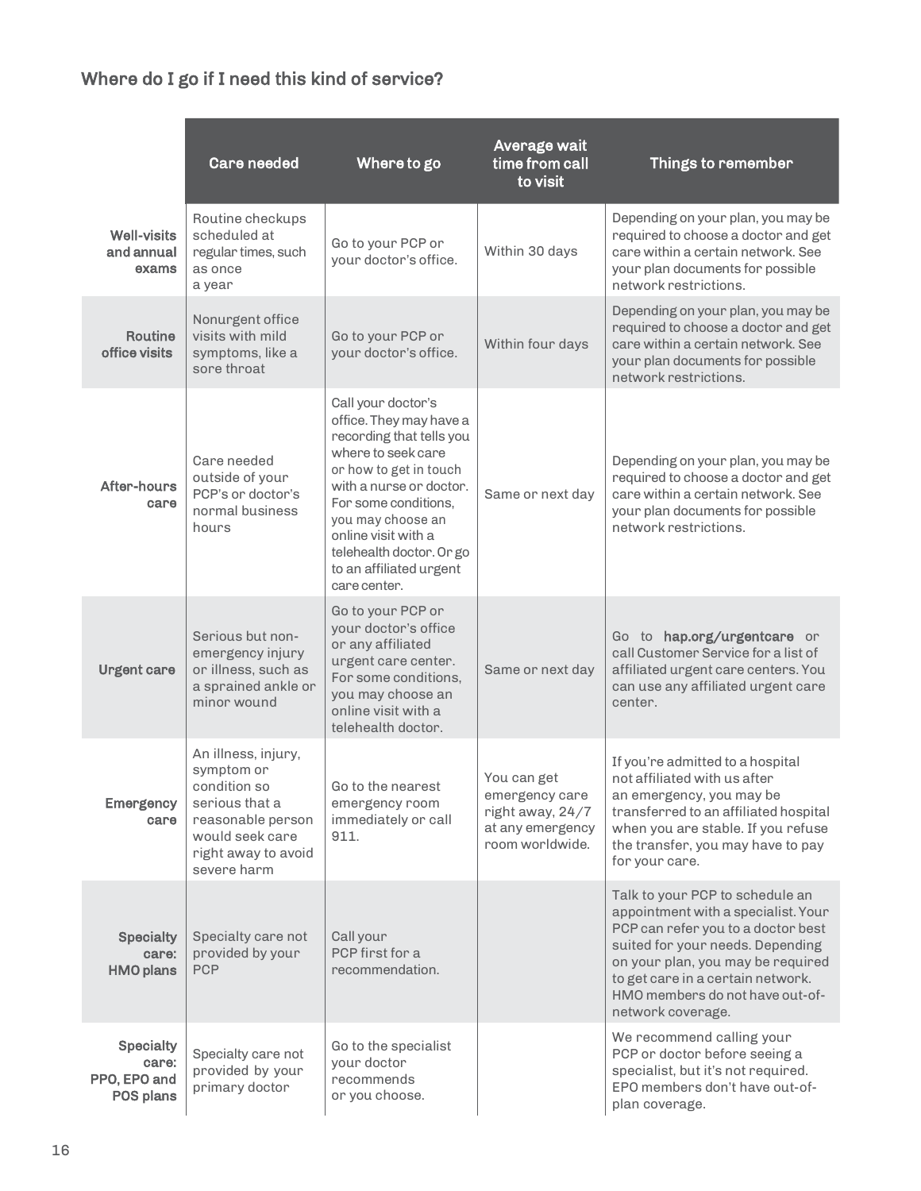## Where do I go if I need this kind of service?

| | Care needed | Where to go | Average wait time from call to visit | Things to remember |
|---|---|---|---|---|
| **Well-visits and annual exams** | Routine checkups scheduled at regular times, such as once a year | Go to your PCP or your doctor's office. | Within 30 days | Depending on your plan, you may be required to choose a doctor and get care within a certain network. See your plan documents for possible network restrictions. |
| **Routine office visits** | Nonurgent office visits with mild symptoms, like a sore throat | Go to your PCP or your doctor's office. | Within four days | Depending on your plan, you may be required to choose a doctor and get care within a certain network. See your plan documents for possible network restrictions. |
| **After-hours care** | Care needed outside of your PCP's or doctor's normal business hours | Call your doctor's office. They may have a recording that tells you where to seek care or how to get in touch with a nurse or doctor. For some conditions, you may choose an online visit with a telehealth doctor. Or go to an affiliated urgent care center. | Same or next day | Depending on your plan, you may be required to choose a doctor and get care within a certain network. See your plan documents for possible network restrictions. |
| **Urgent care** | Serious but non-emergency injury or illness, such as a sprained ankle or minor wound | Go to your PCP or your doctor's office or any affiliated urgent care center. For some conditions, you may choose an online visit with a telehealth doctor. | Same or next day | Go to **hap.org/urgentcare** or call Customer Service for a list of affiliated urgent care centers. You can use any affiliated urgent care center. |
| **Emergency care** | An illness, injury, symptom or condition so serious that a reasonable person would seek care right away to avoid severe harm | Go to the nearest emergency room immediately or call 911. | You can get emergency care right away, 24/7 at any emergency room worldwide. | If you're admitted to a hospital not affiliated with us after an emergency, you may be transferred to an affiliated hospital when you are stable. If you refuse the transfer, you may have to pay for your care. |
| **Specialty care: HMO plans** | Specialty care not provided by your PCP | Call your PCP first for a recommendation. | | Talk to your PCP to schedule an appointment with a specialist. Your PCP can refer you to a doctor best suited for your needs. Depending on your plan, you may be required to get care in a certain network. HMO members do not have out-of-network coverage. |
| **Specialty care: PPO, EPO and POS plans** | Specialty care not provided by your primary doctor | Go to the specialist your doctor recommends or you choose. | | We recommend calling your PCP or doctor before seeing a specialist, but it's not required. EPO members don't have out-of-plan coverage. |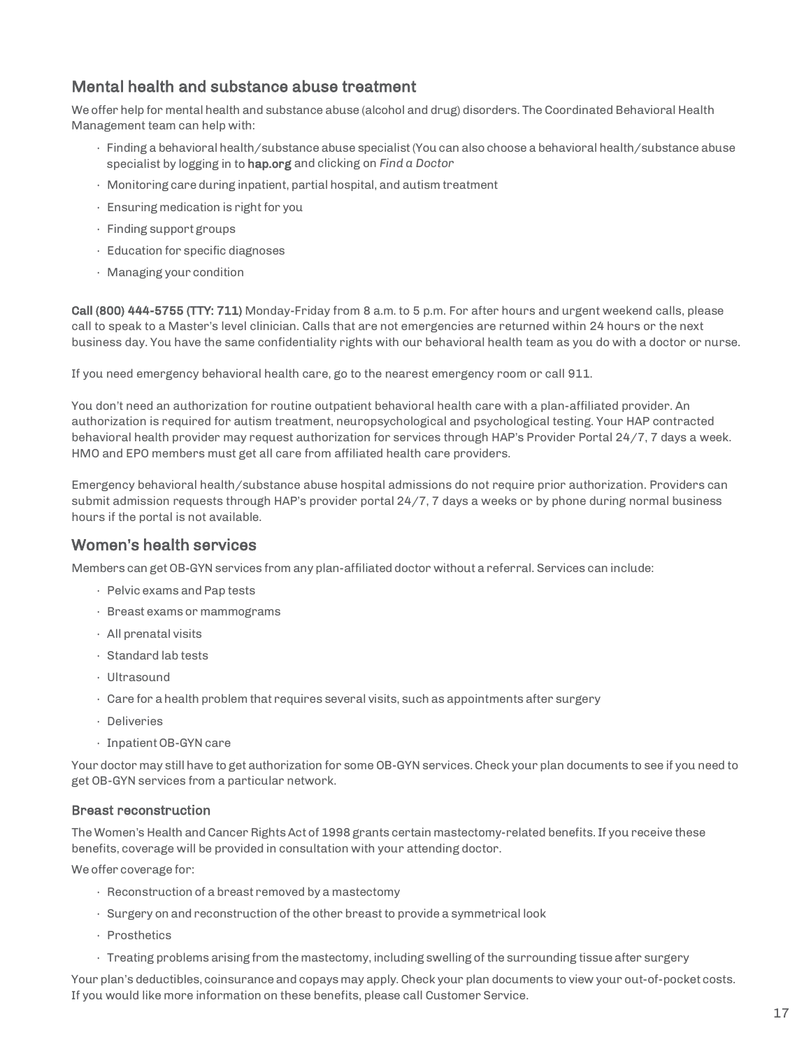## Mental health and substance abuse treatment

We offer help for mental health and substance abuse (alcohol and drug) disorders. The Coordinated Behavioral Health Management team can help with:

- Finding a behavioral health/substance abuse specialist (You can also choose a behavioral health/substance abuse specialist by logging in to **hap.org** and clicking on *Find a Doctor*
- Monitoring care during inpatient, partial hospital, and autism treatment
- Ensuring medication is right for you
- Finding support groups
- Education for specific diagnoses
- Managing your condition

**Call (800) 444-5755 (TTY: 711)** Monday-Friday from 8 a.m. to 5 p.m. For after hours and urgent weekend calls, please call to speak to a Master's level clinician. Calls that are not emergencies are returned within 24 hours or the next business day. You have the same confidentiality rights with our behavioral health team as you do with a doctor or nurse.

If you need emergency behavioral health care, go to the nearest emergency room or call 911.

You don't need an authorization for routine outpatient behavioral health care with a plan-affiliated provider. An authorization is required for autism treatment, neuropsychological and psychological testing. Your HAP contracted behavioral health provider may request authorization for services through HAP's Provider Portal 24/7, 7 days a week. HMO and EPO members must get all care from affiliated health care providers.

Emergency behavioral health/substance abuse hospital admissions do not require prior authorization. Providers can submit admission requests through HAP's provider portal 24/7, 7 days a weeks or by phone during normal business hours if the portal is not available.

## Women's health services

Members can get OB-GYN services from any plan-affiliated doctor without a referral. Services can include:

- Pelvic exams and Pap tests
- Breast exams or mammograms
- All prenatal visits
- Standard lab tests
- Ultrasound
- Care for a health problem that requires several visits, such as appointments after surgery
- Deliveries
- Inpatient OB-GYN care

Your doctor may still have to get authorization for some OB-GYN services. Check your plan documents to see if you need to get OB-GYN services from a particular network.

### Breast reconstruction

The Women's Health and Cancer Rights Act of 1998 grants certain mastectomy-related benefits. If you receive these benefits, coverage will be provided in consultation with your attending doctor.

We offer coverage for:

- Reconstruction of a breast removed by a mastectomy
- Surgery on and reconstruction of the other breast to provide a symmetrical look
- Prosthetics
- Treating problems arising from the mastectomy, including swelling of the surrounding tissue after surgery

Your plan's deductibles, coinsurance and copays may apply. Check your plan documents to view your out-of-pocket costs. If you would like more information on these benefits, please call Customer Service.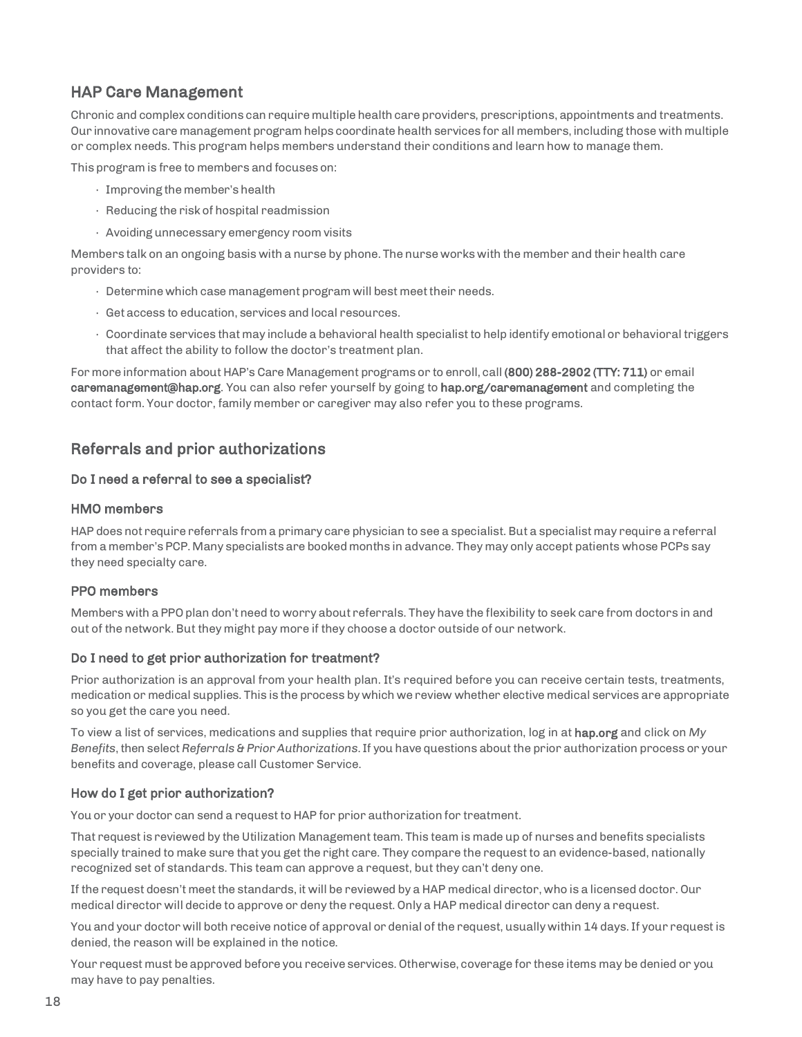## HAP Care Management

Chronic and complex conditions can require multiple health care providers, prescriptions, appointments and treatments. Our innovative care management program helps coordinate health services for all members, including those with multiple or complex needs. This program helps members understand their conditions and learn how to manage them.

This program is free to members and focuses on:

- Improving the member's health
- Reducing the risk of hospital readmission
- Avoiding unnecessary emergency room visits

Members talk on an ongoing basis with a nurse by phone. The nurse works with the member and their health care providers to:

- Determine which case management program will best meet their needs.
- Get access to education, services and local resources.
- Coordinate services that may include a behavioral health specialist to help identify emotional or behavioral triggers that affect the ability to follow the doctor's treatment plan.

For more information about HAP's Care Management programs or to enroll, call **(800) 288-2902 (TTY: 711)** or email **caremanagement@hap.org**. You can also refer yourself by going to **hap.org/caremanagement** and completing the contact form. Your doctor, family member or caregiver may also refer you to these programs.

## Referrals and prior authorizations

### Do I need a referral to see a specialist?

### HMO members

HAP does not require referrals from a primary care physician to see a specialist. But a specialist may require a referral from a member's PCP. Many specialists are booked months in advance. They may only accept patients whose PCPs say they need specialty care.

### PPO members

Members with a PPO plan don't need to worry about referrals. They have the flexibility to seek care from doctors in and out of the network. But they might pay more if they choose a doctor outside of our network.

### Do I need to get prior authorization for treatment?

Prior authorization is an approval from your health plan. It's required before you can receive certain tests, treatments, medication or medical supplies. This is the process by which we review whether elective medical services are appropriate so you get the care you need.

To view a list of services, medications and supplies that require prior authorization, log in at **hap.org** and click on *My Benefits*, then select *Referrals & Prior Authorizations*. If you have questions about the prior authorization process or your benefits and coverage, please call Customer Service.

### How do I get prior authorization?

You or your doctor can send a request to HAP for prior authorization for treatment.

That request is reviewed by the Utilization Management team. This team is made up of nurses and benefits specialists specially trained to make sure that you get the right care. They compare the request to an evidence-based, nationally recognized set of standards. This team can approve a request, but they can't deny one.

If the request doesn't meet the standards, it will be reviewed by a HAP medical director, who is a licensed doctor. Our medical director will decide to approve or deny the request. Only a HAP medical director can deny a request.

You and your doctor will both receive notice of approval or denial of the request, usually within 14 days. If your request is denied, the reason will be explained in the notice.

Your request must be approved before you receive services. Otherwise, coverage for these items may be denied or you may have to pay penalties.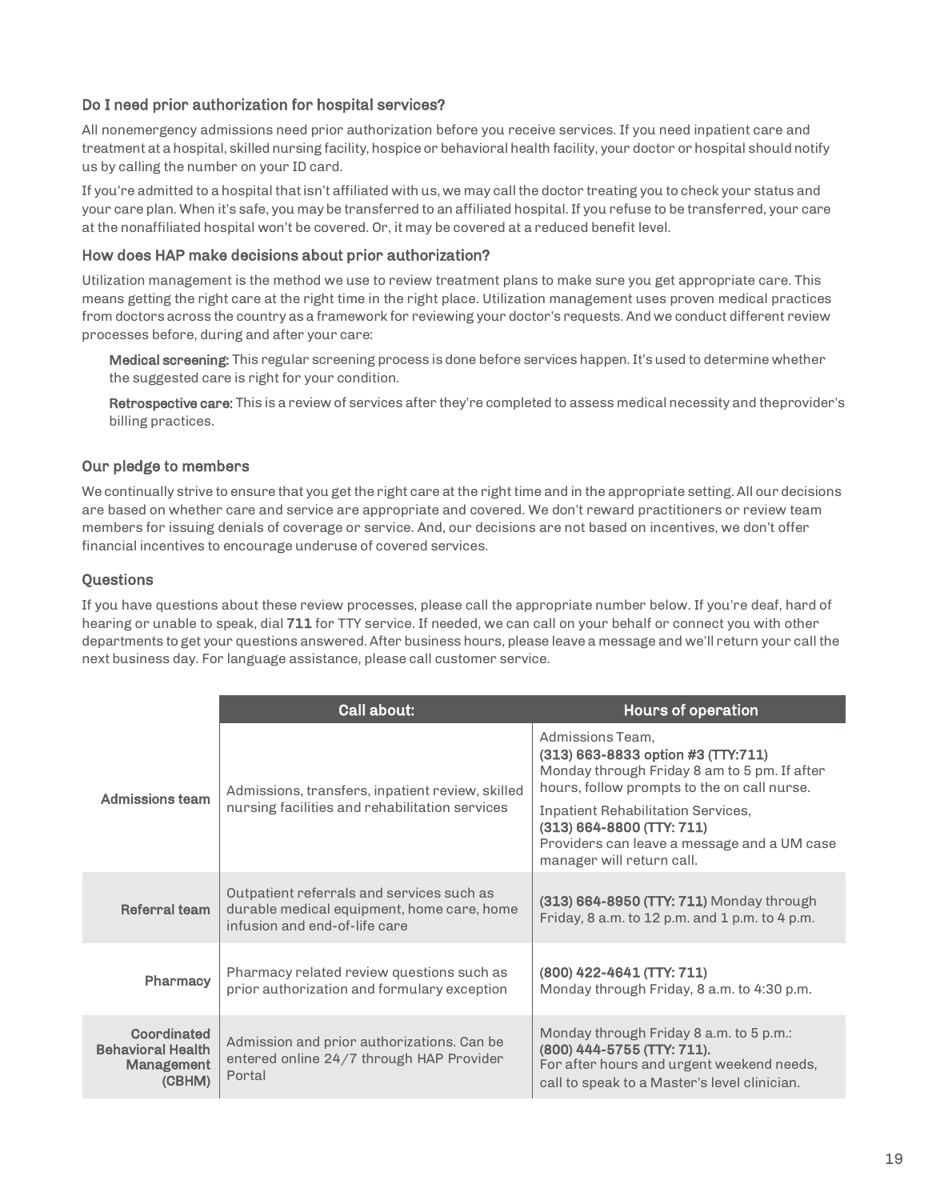### Do I need prior authorization for hospital services?

All nonemergency admissions need prior authorization before you receive services. If you need inpatient care and treatment at a hospital, skilled nursing facility, hospice or behavioral health facility, your doctor or hospital should notify us by calling the number on your ID card.

If you're admitted to a hospital that isn't affiliated with us, we may call the doctor treating you to check your status and your care plan. When it's safe, you may be transferred to an affiliated hospital. If you refuse to be transferred, your care at the nonaffiliated hospital won't be covered. Or, it may be covered at a reduced benefit level.

### How does HAP make decisions about prior authorization?

Utilization management is the method we use to review treatment plans to make sure you get appropriate care. This means getting the right care at the right time in the right place. Utilization management uses proven medical practices from doctors across the country as a framework for reviewing your doctor's requests. And we conduct different review processes before, during and after your care:

**Medical screening:** This regular screening process is done before services happen. It's used to determine whether the suggested care is right for your condition.

**Retrospective care:** This is a review of services after they're completed to assess medical necessity and theprovider's billing practices.

### Our pledge to members

We continually strive to ensure that you get the right care at the right time and in the appropriate setting. All our decisions are based on whether care and service are appropriate and covered. We don't reward practitioners or review team members for issuing denials of coverage or service. And, our decisions are not based on incentives, we don't offer financial incentives to encourage underuse of covered services.

### Questions

If you have questions about these review processes, please call the appropriate number below. If you're deaf, hard of hearing or unable to speak, dial **711** for TTY service. If needed, we can call on your behalf or connect you with other departments to get your questions answered. After business hours, please leave a message and we'll return your call the next business day. For language assistance, please call customer service.

| | Call about: | Hours of operation |
|---|---|---|
| **Admissions team** | Admissions, transfers, inpatient review, skilled nursing facilities and rehabilitation services | Admissions Team, **(313) 663-8833 option #3 (TTY:711)** Monday through Friday 8 am to 5 pm. If after hours, follow prompts to the on call nurse.<br>Inpatient Rehabilitation Services, **(313) 664-8800 (TTY: 711)** Providers can leave a message and a UM case manager will return call. |
| **Referral team** | Outpatient referrals and services such as durable medical equipment, home care, home infusion and end-of-life care | **(313) 664-8950 (TTY: 711)** Monday through Friday, 8 a.m. to 12 p.m. and 1 p.m. to 4 p.m. |
| **Pharmacy** | Pharmacy related review questions such as prior authorization and formulary exception | **(800) 422-4641 (TTY: 711)** Monday through Friday, 8 a.m. to 4:30 p.m. |
| **Coordinated Behavioral Health Management (CBHM)** | Admission and prior authorizations. Can be entered online 24/7 through HAP Provider Portal | Monday through Friday 8 a.m. to 5 p.m.: **(800) 444-5755 (TTY: 711).** For after hours and urgent weekend needs, call to speak to a Master's level clinician. |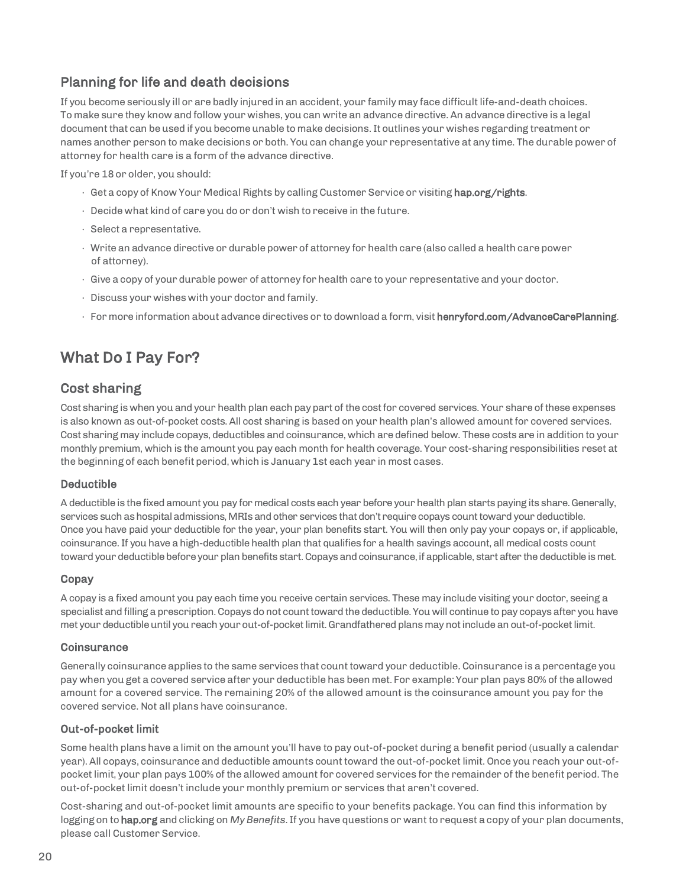## Planning for life and death decisions

If you become seriously ill or are badly injured in an accident, your family may face difficult life-and-death choices. To make sure they know and follow your wishes, you can write an advance directive. An advance directive is a legal document that can be used if you become unable to make decisions. It outlines your wishes regarding treatment or names another person to make decisions or both. You can change your representative at any time. The durable power of attorney for health care is a form of the advance directive.

If you're 18 or older, you should:

- Get a copy of Know Your Medical Rights by calling Customer Service or visiting **hap.org/rights**.
- Decide what kind of care you do or don't wish to receive in the future.
- Select a representative.
- Write an advance directive or durable power of attorney for health care (also called a health care power of attorney).
- Give a copy of your durable power of attorney for health care to your representative and your doctor.
- Discuss your wishes with your doctor and family.
- For more information about advance directives or to download a form, visit **henryford.com/AdvanceCarePlanning**.

# What Do I Pay For?

## Cost sharing

Cost sharing is when you and your health plan each pay part of the cost for covered services. Your share of these expenses is also known as out-of-pocket costs. All cost sharing is based on your health plan's allowed amount for covered services. Cost sharing may include copays, deductibles and coinsurance, which are defined below. These costs are in addition to your monthly premium, which is the amount you pay each month for health coverage. Your cost-sharing responsibilities reset at the beginning of each benefit period, which is January 1st each year in most cases.

### Deductible

A deductible is the fixed amount you pay for medical costs each year before your health plan starts paying its share. Generally, services such as hospital admissions, MRIs and other services that don't require copays count toward your deductible. Once you have paid your deductible for the year, your plan benefits start. You will then only pay your copays or, if applicable, coinsurance. If you have a high-deductible health plan that qualifies for a health savings account, all medical costs count toward your deductible before your plan benefits start. Copays and coinsurance, if applicable, start after the deductible is met.

### Copay

A copay is a fixed amount you pay each time you receive certain services. These may include visiting your doctor, seeing a specialist and filling a prescription. Copays do not count toward the deductible. You will continue to pay copays after you have met your deductible until you reach your out-of-pocket limit. Grandfathered plans may not include an out-of-pocket limit.

### Coinsurance

Generally coinsurance applies to the same services that count toward your deductible. Coinsurance is a percentage you pay when you get a covered service after your deductible has been met. For example: Your plan pays 80% of the allowed amount for a covered service. The remaining 20% of the allowed amount is the coinsurance amount you pay for the covered service. Not all plans have coinsurance.

### Out-of-pocket limit

Some health plans have a limit on the amount you'll have to pay out-of-pocket during a benefit period (usually a calendar year). All copays, coinsurance and deductible amounts count toward the out-of-pocket limit. Once you reach your out-of-pocket limit, your plan pays 100% of the allowed amount for covered services for the remainder of the benefit period. The out-of-pocket limit doesn't include your monthly premium or services that aren't covered.

Cost-sharing and out-of-pocket limit amounts are specific to your benefits package. You can find this information by logging on to **hap.org** and clicking on *My Benefits*. If you have questions or want to request a copy of your plan documents, please call Customer Service.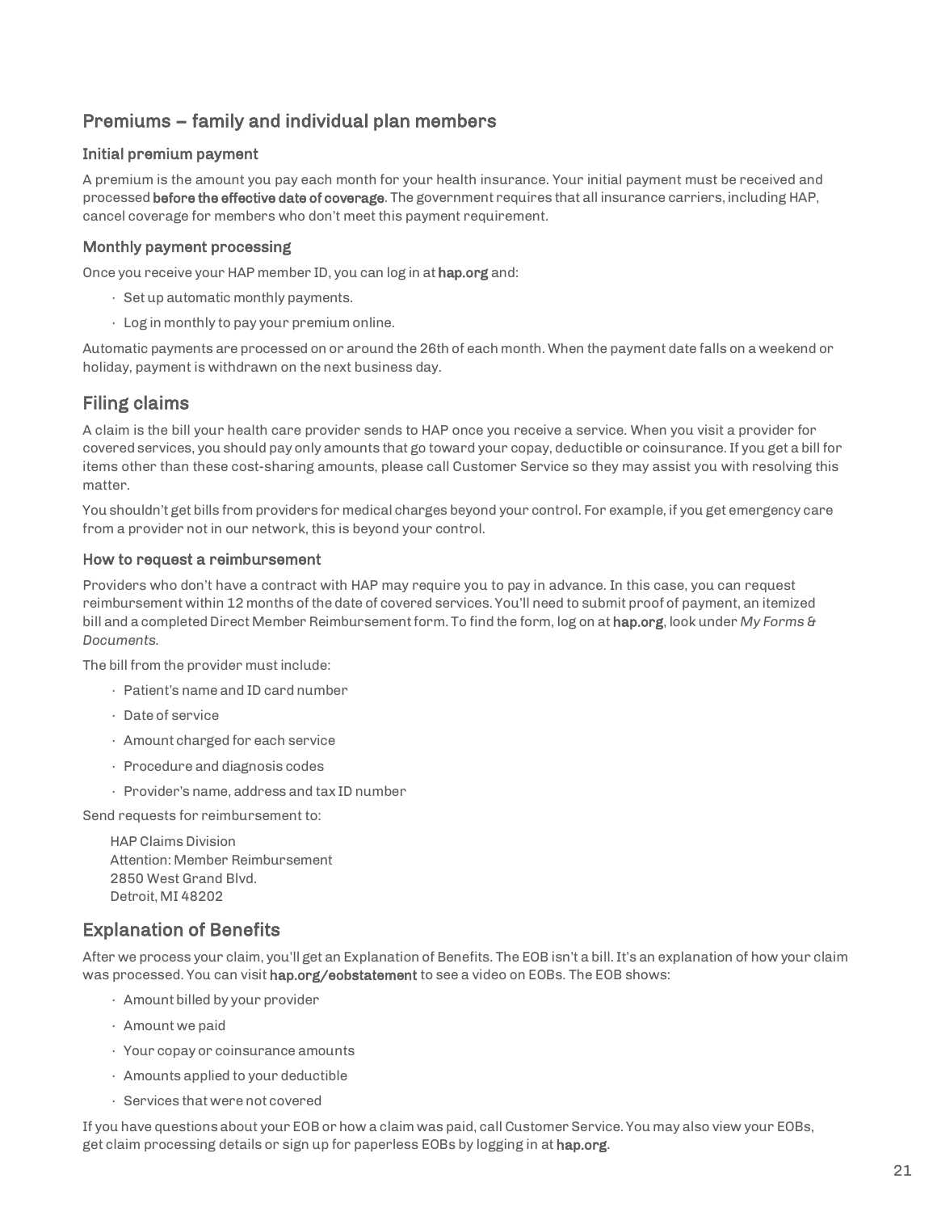## Premiums – family and individual plan members

### Initial premium payment

A premium is the amount you pay each month for your health insurance. Your initial payment must be received and processed **before the effective date of coverage**. The government requires that all insurance carriers, including HAP, cancel coverage for members who don't meet this payment requirement.

### Monthly payment processing

Once you receive your HAP member ID, you can log in at **hap.org** and:

- Set up automatic monthly payments.
- Log in monthly to pay your premium online.

Automatic payments are processed on or around the 26th of each month. When the payment date falls on a weekend or holiday, payment is withdrawn on the next business day.

## Filing claims

A claim is the bill your health care provider sends to HAP once you receive a service. When you visit a provider for covered services, you should pay only amounts that go toward your copay, deductible or coinsurance. If you get a bill for items other than these cost-sharing amounts, please call Customer Service so they may assist you with resolving this matter.

You shouldn't get bills from providers for medical charges beyond your control. For example, if you get emergency care from a provider not in our network, this is beyond your control.

### How to request a reimbursement

Providers who don't have a contract with HAP may require you to pay in advance. In this case, you can request reimbursement within 12 months of the date of covered services. You'll need to submit proof of payment, an itemized bill and a completed Direct Member Reimbursement form. To find the form, log on at **hap.org**, look under *My Forms & Documents*.

The bill from the provider must include:

- Patient's name and ID card number
- Date of service
- Amount charged for each service
- Procedure and diagnosis codes
- Provider's name, address and tax ID number

Send requests for reimbursement to:

HAP Claims Division
Attention: Member Reimbursement
2850 West Grand Blvd.
Detroit, MI 48202

## Explanation of Benefits

After we process your claim, you'll get an Explanation of Benefits. The EOB isn't a bill. It's an explanation of how your claim was processed. You can visit **hap.org/eobstatement** to see a video on EOBs. The EOB shows:

- Amount billed by your provider
- Amount we paid
- Your copay or coinsurance amounts
- Amounts applied to your deductible
- Services that were not covered

If you have questions about your EOB or how a claim was paid, call Customer Service. You may also view your EOBs, get claim processing details or sign up for paperless EOBs by logging in at **hap.org**.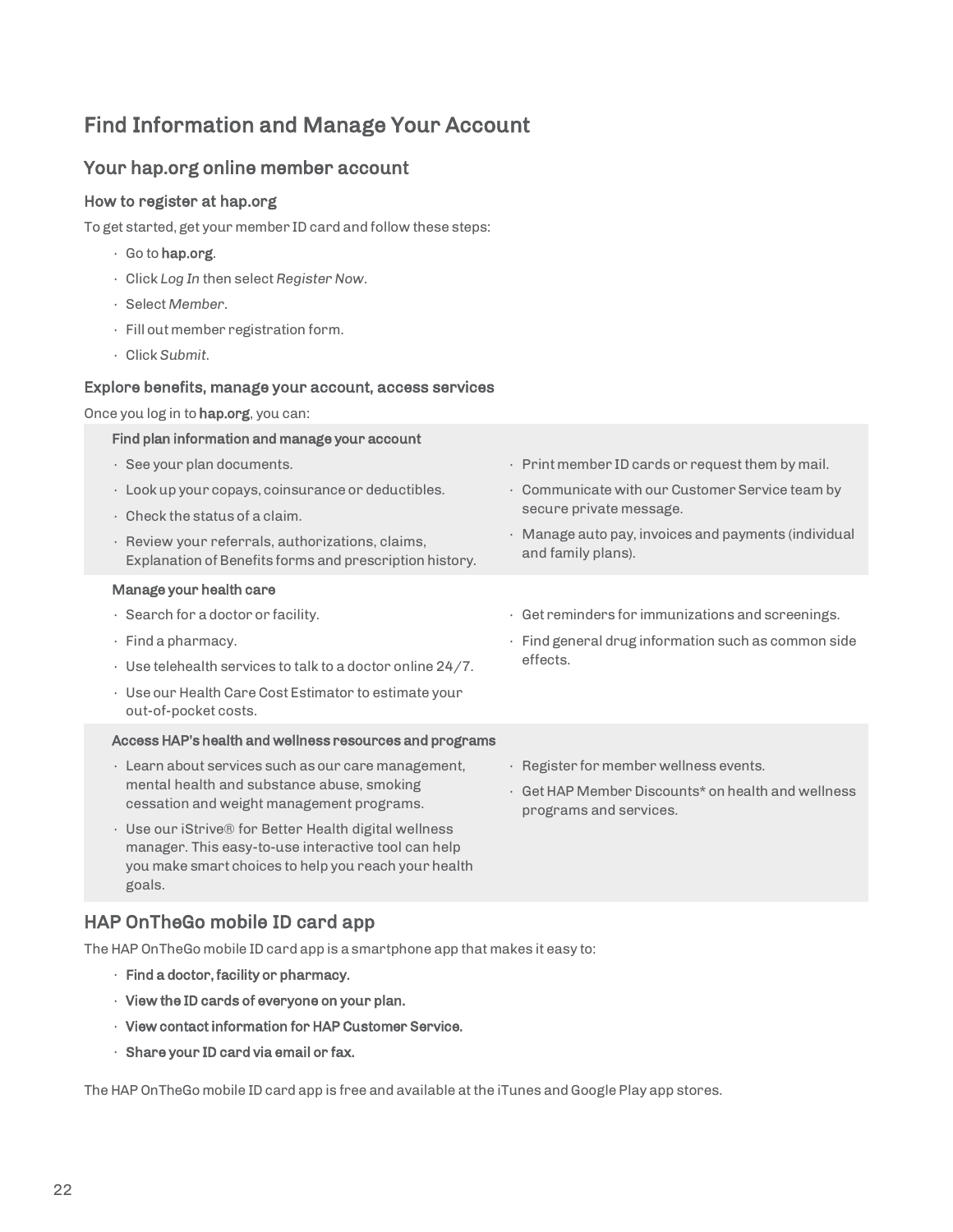# Find Information and Manage Your Account

## Your hap.org online member account

### How to register at hap.org

To get started, get your member ID card and follow these steps:

- Go to **hap.org**.
- Click *Log In* then select *Register Now*.
- Select *Member*.
- Fill out member registration form.
- Click *Submit*.

### Explore benefits, manage your account, access services

Once you log in to **hap.org**, you can:

**Find plan information and manage your account**

- See your plan documents.
- Look up your copays, coinsurance or deductibles.
- Check the status of a claim.
- Review your referrals, authorizations, claims, Explanation of Benefits forms and prescription history.
- Print member ID cards or request them by mail.
- Communicate with our Customer Service team by secure private message.
- Manage auto pay, invoices and payments (individual and family plans).

**Manage your health care**

- Search for a doctor or facility.
- Find a pharmacy.
- Use telehealth services to talk to a doctor online 24/7.
- Use our Health Care Cost Estimator to estimate your out-of-pocket costs.
- Get reminders for immunizations and screenings.
- Find general drug information such as common side effects.

**Access HAP's health and wellness resources and programs**

- Learn about services such as our care management, mental health and substance abuse, smoking cessation and weight management programs.
- Use our iStrive® for Better Health digital wellness manager. This easy-to-use interactive tool can help you make smart choices to help you reach your health goals.
- Register for member wellness events.
- Get HAP Member Discounts* on health and wellness programs and services.

## HAP OnTheGo mobile ID card app

The HAP OnTheGo mobile ID card app is a smartphone app that makes it easy to:

- **Find a doctor, facility or pharmacy.**
- **View the ID cards of everyone on your plan.**
- **View contact information for HAP Customer Service.**
- **Share your ID card via email or fax.**

The HAP OnTheGo mobile ID card app is free and available at the iTunes and Google Play app stores.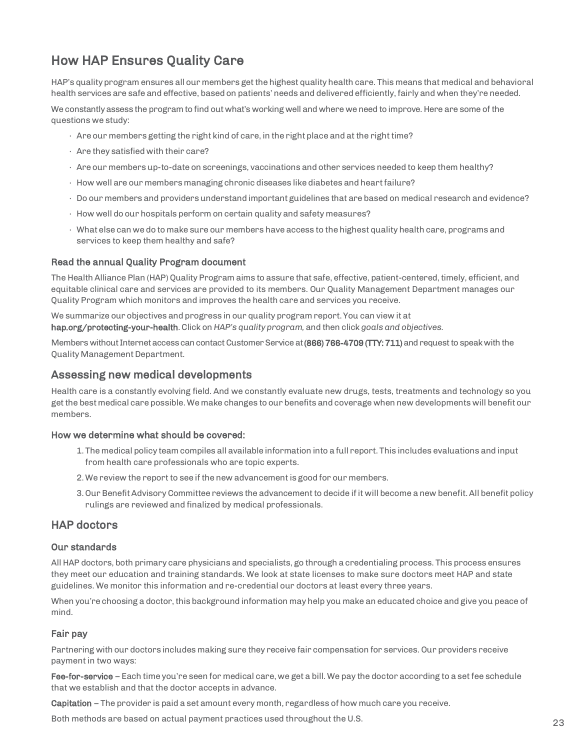## How HAP Ensures Quality Care

HAP's quality program ensures all our members get the highest quality health care. This means that medical and behavioral health services are safe and effective, based on patients' needs and delivered efficiently, fairly and when they're needed.

We constantly assess the program to find out what's working well and where we need to improve. Here are some of the questions we study:

- Are our members getting the right kind of care, in the right place and at the right time?
- Are they satisfied with their care?
- Are our members up-to-date on screenings, vaccinations and other services needed to keep them healthy?
- How well are our members managing chronic diseases like diabetes and heart failure?
- Do our members and providers understand important guidelines that are based on medical research and evidence?
- How well do our hospitals perform on certain quality and safety measures?
- What else can we do to make sure our members have access to the highest quality health care, programs and services to keep them healthy and safe?

### Read the annual Quality Program document

The Health Alliance Plan (HAP) Quality Program aims to assure that safe, effective, patient-centered, timely, efficient, and equitable clinical care and services are provided to its members. Our Quality Management Department manages our Quality Program which monitors and improves the health care and services you receive.

We summarize our objectives and progress in our quality program report. You can view it at **hap.org/protecting-your-health**. Click on *HAP's quality program,* and then click *goals and objectives.*

Members without Internet access can contact Customer Service at **(866) 766-4709 (TTY: 711)** and request to speak with the Quality Management Department.

## Assessing new medical developments

Health care is a constantly evolving field. And we constantly evaluate new drugs, tests, treatments and technology so you get the best medical care possible. We make changes to our benefits and coverage when new developments will benefit our members.

### How we determine what should be covered:

1. The medical policy team compiles all available information into a full report. This includes evaluations and input from health care professionals who are topic experts.
2. We review the report to see if the new advancement is good for our members.
3. Our Benefit Advisory Committee reviews the advancement to decide if it will become a new benefit. All benefit policy rulings are reviewed and finalized by medical professionals.

## HAP doctors

### Our standards

All HAP doctors, both primary care physicians and specialists, go through a credentialing process. This process ensures they meet our education and training standards. We look at state licenses to make sure doctors meet HAP and state guidelines. We monitor this information and re-credential our doctors at least every three years.

When you're choosing a doctor, this background information may help you make an educated choice and give you peace of mind.

### Fair pay

Partnering with our doctors includes making sure they receive fair compensation for services. Our providers receive payment in two ways:

**Fee-for-service** – Each time you're seen for medical care, we get a bill. We pay the doctor according to a set fee schedule that we establish and that the doctor accepts in advance.

**Capitation** – The provider is paid a set amount every month, regardless of how much care you receive.

Both methods are based on actual payment practices used throughout the U.S.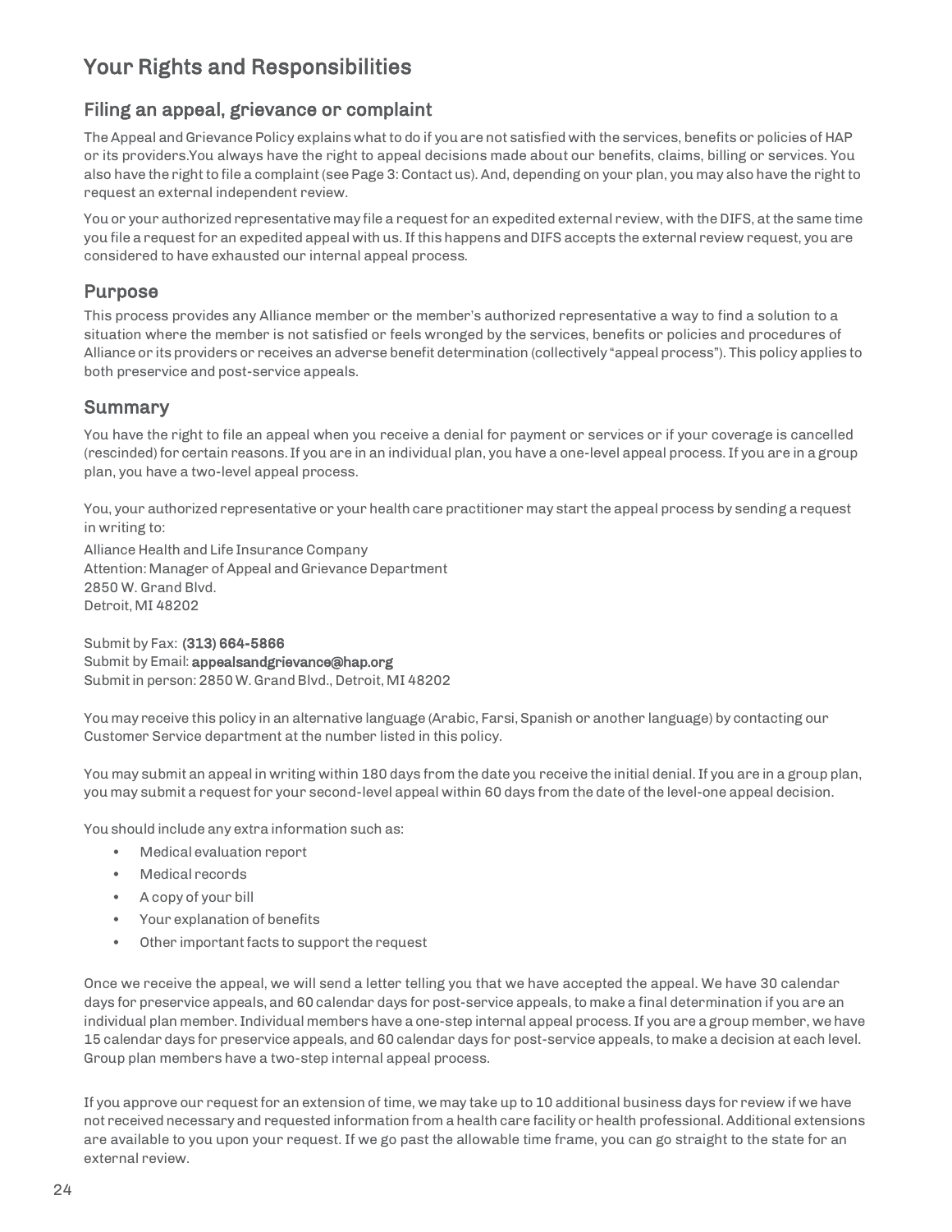# Your Rights and Responsibilities

## Filing an appeal, grievance or complaint

The Appeal and Grievance Policy explains what to do if you are not satisfied with the services, benefits or policies of HAP or its providers.You always have the right to appeal decisions made about our benefits, claims, billing or services. You also have the right to file a complaint (see Page 3: Contact us). And, depending on your plan, you may also have the right to request an external independent review.

You or your authorized representative may file a request for an expedited external review, with the DIFS, at the same time you file a request for an expedited appeal with us. If this happens and DIFS accepts the external review request, you are considered to have exhausted our internal appeal process.

## Purpose

This process provides any Alliance member or the member's authorized representative a way to find a solution to a situation where the member is not satisfied or feels wronged by the services, benefits or policies and procedures of Alliance or its providers or receives an adverse benefit determination (collectively "appeal process"). This policy applies to both preservice and post-service appeals.

## Summary

You have the right to file an appeal when you receive a denial for payment or services or if your coverage is cancelled (rescinded) for certain reasons. If you are in an individual plan, you have a one-level appeal process. If you are in a group plan, you have a two-level appeal process.

You, your authorized representative or your health care practitioner may start the appeal process by sending a request in writing to:

Alliance Health and Life Insurance Company
Attention: Manager of Appeal and Grievance Department
2850 W. Grand Blvd.
Detroit, MI 48202

Submit by Fax: **(313) 664-5866**
Submit by Email: **appealsandgrievance@hap.org**
Submit in person: 2850 W. Grand Blvd., Detroit, MI 48202

You may receive this policy in an alternative language (Arabic, Farsi, Spanish or another language) by contacting our Customer Service department at the number listed in this policy.

You may submit an appeal in writing within 180 days from the date you receive the initial denial. If you are in a group plan, you may submit a request for your second-level appeal within 60 days from the date of the level-one appeal decision.

You should include any extra information such as:

- Medical evaluation report
- Medical records
- A copy of your bill
- Your explanation of benefits
- Other important facts to support the request

Once we receive the appeal, we will send a letter telling you that we have accepted the appeal. We have 30 calendar days for preservice appeals, and 60 calendar days for post-service appeals, to make a final determination if you are an individual plan member. Individual members have a one-step internal appeal process. If you are a group member, we have 15 calendar days for preservice appeals, and 60 calendar days for post-service appeals, to make a decision at each level. Group plan members have a two-step internal appeal process.

If you approve our request for an extension of time, we may take up to 10 additional business days for review if we have not received necessary and requested information from a health care facility or health professional. Additional extensions are available to you upon your request. If we go past the allowable time frame, you can go straight to the state for an external review.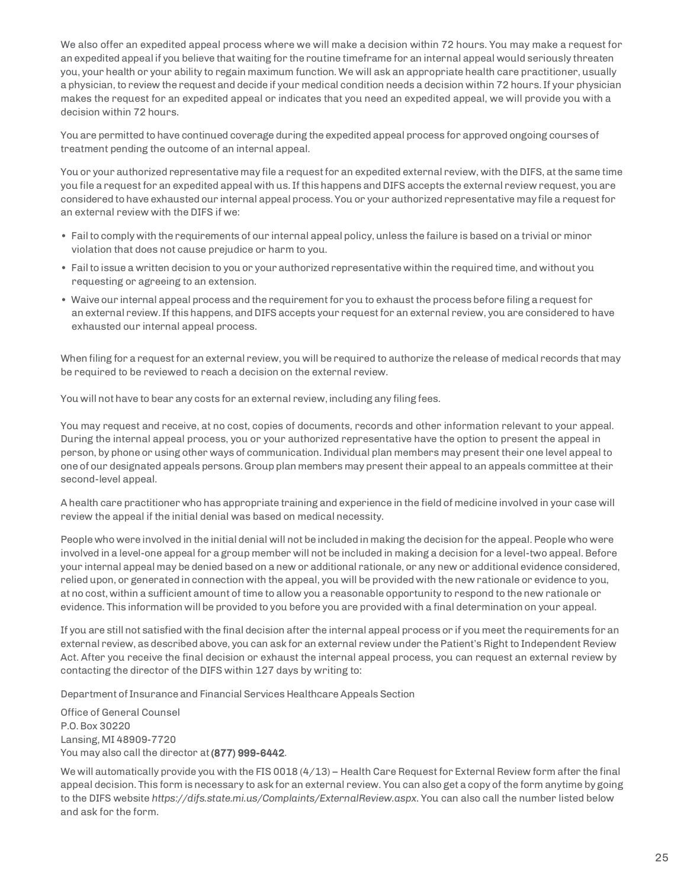We also offer an expedited appeal process where we will make a decision within 72 hours. You may make a request for an expedited appeal if you believe that waiting for the routine timeframe for an internal appeal would seriously threaten you, your health or your ability to regain maximum function. We will ask an appropriate health care practitioner, usually a physician, to review the request and decide if your medical condition needs a decision within 72 hours. If your physician makes the request for an expedited appeal or indicates that you need an expedited appeal, we will provide you with a decision within 72 hours.

You are permitted to have continued coverage during the expedited appeal process for approved ongoing courses of treatment pending the outcome of an internal appeal.

You or your authorized representative may file a request for an expedited external review, with the DIFS, at the same time you file a request for an expedited appeal with us. If this happens and DIFS accepts the external review request, you are considered to have exhausted our internal appeal process. You or your authorized representative may file a request for an external review with the DIFS if we:

- Fail to comply with the requirements of our internal appeal policy, unless the failure is based on a trivial or minor violation that does not cause prejudice or harm to you.
- Fail to issue a written decision to you or your authorized representative within the required time, and without you requesting or agreeing to an extension.
- Waive our internal appeal process and the requirement for you to exhaust the process before filing a request for an external review. If this happens, and DIFS accepts your request for an external review, you are considered to have exhausted our internal appeal process.

When filing for a request for an external review, you will be required to authorize the release of medical records that may be required to be reviewed to reach a decision on the external review.

You will not have to bear any costs for an external review, including any filing fees.

You may request and receive, at no cost, copies of documents, records and other information relevant to your appeal. During the internal appeal process, you or your authorized representative have the option to present the appeal in person, by phone or using other ways of communication. Individual plan members may present their one level appeal to one of our designated appeals persons. Group plan members may present their appeal to an appeals committee at their second-level appeal.

A health care practitioner who has appropriate training and experience in the field of medicine involved in your case will review the appeal if the initial denial was based on medical necessity.

People who were involved in the initial denial will not be included in making the decision for the appeal. People who were involved in a level-one appeal for a group member will not be included in making a decision for a level-two appeal. Before your internal appeal may be denied based on a new or additional rationale, or any new or additional evidence considered, relied upon, or generated in connection with the appeal, you will be provided with the new rationale or evidence to you, at no cost, within a sufficient amount of time to allow you a reasonable opportunity to respond to the new rationale or evidence. This information will be provided to you before you are provided with a final determination on your appeal.

If you are still not satisfied with the final decision after the internal appeal process or if you meet the requirements for an external review, as described above, you can ask for an external review under the Patient's Right to Independent Review Act. After you receive the final decision or exhaust the internal appeal process, you can request an external review by contacting the director of the DIFS within 127 days by writing to:

Department of Insurance and Financial Services Healthcare Appeals Section

Office of General Counsel  
P.O. Box 30220  
Lansing, MI 48909-7720  
You may also call the director at **(877) 999-6442**.

We will automatically provide you with the FIS 0018 (4/13) – Health Care Request for External Review form after the final appeal decision. This form is necessary to ask for an external review. You can also get a copy of the form anytime by going to the DIFS website *https://difs.state.mi.us/Complaints/ExternalReview.aspx*. You can also call the number listed below and ask for the form.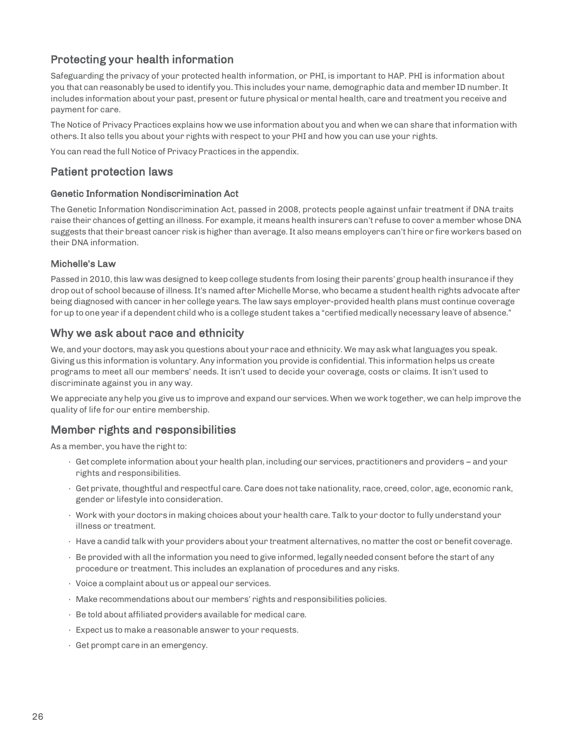## Protecting your health information

Safeguarding the privacy of your protected health information, or PHI, is important to HAP. PHI is information about you that can reasonably be used to identify you. This includes your name, demographic data and member ID number. It includes information about your past, present or future physical or mental health, care and treatment you receive and payment for care.

The Notice of Privacy Practices explains how we use information about you and when we can share that information with others. It also tells you about your rights with respect to your PHI and how you can use your rights.

You can read the full Notice of Privacy Practices in the appendix.

## Patient protection laws

### Genetic Information Nondiscrimination Act

The Genetic Information Nondiscrimination Act, passed in 2008, protects people against unfair treatment if DNA traits raise their chances of getting an illness. For example, it means health insurers can't refuse to cover a member whose DNA suggests that their breast cancer risk is higher than average. It also means employers can't hire or fire workers based on their DNA information.

### Michelle's Law

Passed in 2010, this law was designed to keep college students from losing their parents' group health insurance if they drop out of school because of illness. It's named after Michelle Morse, who became a student health rights advocate after being diagnosed with cancer in her college years. The law says employer-provided health plans must continue coverage for up to one year if a dependent child who is a college student takes a "certified medically necessary leave of absence."

## Why we ask about race and ethnicity

We, and your doctors, may ask you questions about your race and ethnicity. We may ask what languages you speak. Giving us this information is voluntary. Any information you provide is confidential. This information helps us create programs to meet all our members' needs. It isn't used to decide your coverage, costs or claims. It isn't used to discriminate against you in any way.

We appreciate any help you give us to improve and expand our services. When we work together, we can help improve the quality of life for our entire membership.

## Member rights and responsibilities

As a member, you have the right to:

- Get complete information about your health plan, including our services, practitioners and providers – and your rights and responsibilities.
- Get private, thoughtful and respectful care. Care does not take nationality, race, creed, color, age, economic rank, gender or lifestyle into consideration.
- Work with your doctors in making choices about your health care. Talk to your doctor to fully understand your illness or treatment.
- Have a candid talk with your providers about your treatment alternatives, no matter the cost or benefit coverage.
- Be provided with all the information you need to give informed, legally needed consent before the start of any procedure or treatment. This includes an explanation of procedures and any risks.
- Voice a complaint about us or appeal our services.
- Make recommendations about our members' rights and responsibilities policies.
- Be told about affiliated providers available for medical care.
- Expect us to make a reasonable answer to your requests.
- Get prompt care in an emergency.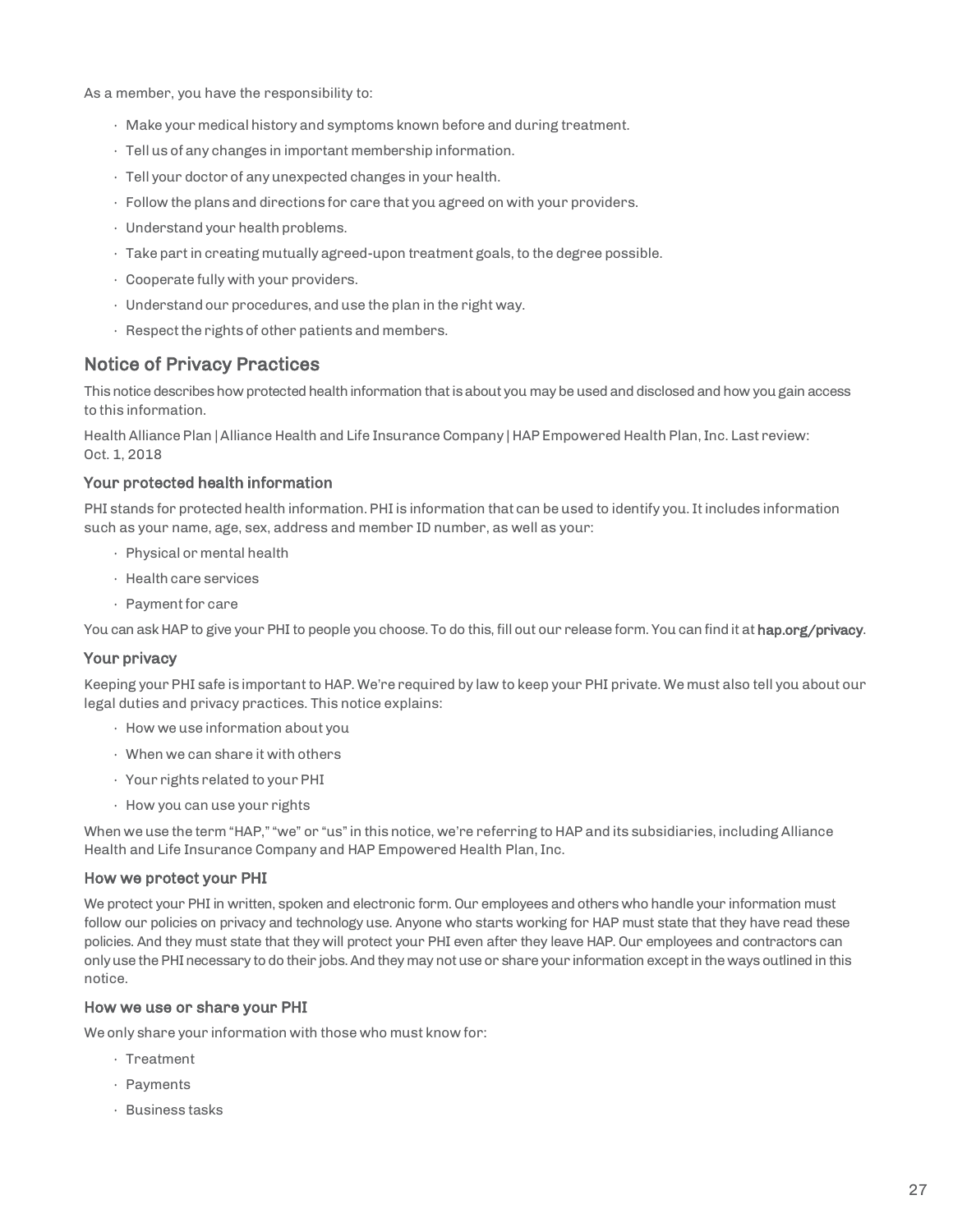As a member, you have the responsibility to:

- Make your medical history and symptoms known before and during treatment.
- Tell us of any changes in important membership information.
- Tell your doctor of any unexpected changes in your health.
- Follow the plans and directions for care that you agreed on with your providers.
- Understand your health problems.
- Take part in creating mutually agreed-upon treatment goals, to the degree possible.
- Cooperate fully with your providers.
- Understand our procedures, and use the plan in the right way.
- Respect the rights of other patients and members.

## Notice of Privacy Practices

This notice describes how protected health information that is about you may be used and disclosed and how you gain access to this information.

Health Alliance Plan | Alliance Health and Life Insurance Company | HAP Empowered Health Plan, Inc. Last review: Oct. 1, 2018

### Your protected health information

PHI stands for protected health information. PHI is information that can be used to identify you. It includes information such as your name, age, sex, address and member ID number, as well as your:

- Physical or mental health
- Health care services
- Payment for care

You can ask HAP to give your PHI to people you choose. To do this, fill out our release form. You can find it at **hap.org/privacy**.

### Your privacy

Keeping your PHI safe is important to HAP. We're required by law to keep your PHI private. We must also tell you about our legal duties and privacy practices. This notice explains:

- How we use information about you
- When we can share it with others
- Your rights related to your PHI
- How you can use your rights

When we use the term "HAP," "we" or "us" in this notice, we're referring to HAP and its subsidiaries, including Alliance Health and Life Insurance Company and HAP Empowered Health Plan, Inc.

### How we protect your PHI

We protect your PHI in written, spoken and electronic form. Our employees and others who handle your information must follow our policies on privacy and technology use. Anyone who starts working for HAP must state that they have read these policies. And they must state that they will protect your PHI even after they leave HAP. Our employees and contractors can only use the PHI necessary to do their jobs. And they may not use or share your information except in the ways outlined in this notice.

### How we use or share your PHI

We only share your information with those who must know for:

- Treatment
- Payments
- Business tasks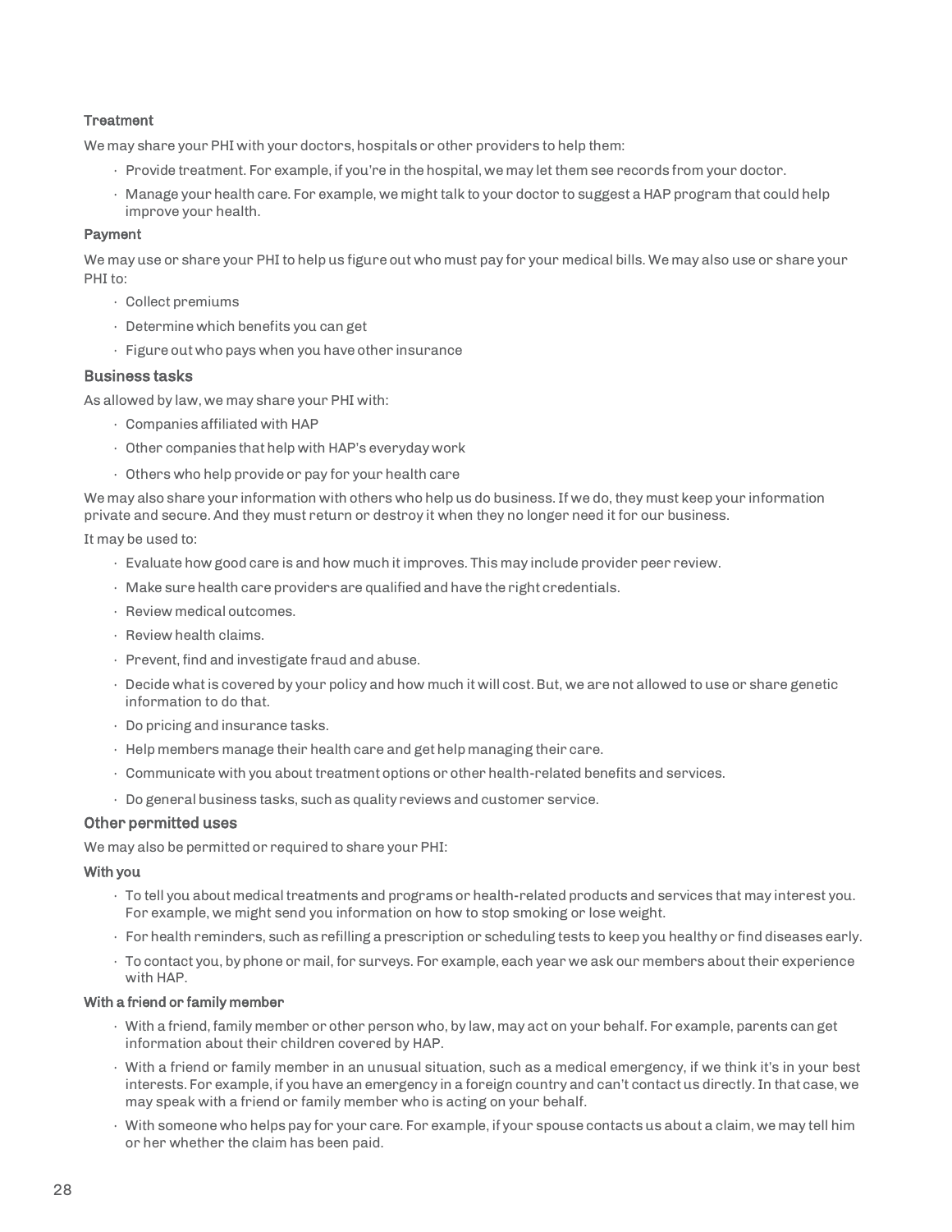#### Treatment

We may share your PHI with your doctors, hospitals or other providers to help them:

- Provide treatment. For example, if you're in the hospital, we may let them see records from your doctor.
- Manage your health care. For example, we might talk to your doctor to suggest a HAP program that could help improve your health.

#### Payment

We may use or share your PHI to help us figure out who must pay for your medical bills. We may also use or share your PHI to:

- Collect premiums
- Determine which benefits you can get
- Figure out who pays when you have other insurance

### Business tasks

As allowed by law, we may share your PHI with:

- Companies affiliated with HAP
- Other companies that help with HAP's everyday work
- Others who help provide or pay for your health care

We may also share your information with others who help us do business. If we do, they must keep your information private and secure. And they must return or destroy it when they no longer need it for our business.

It may be used to:

- Evaluate how good care is and how much it improves. This may include provider peer review.
- Make sure health care providers are qualified and have the right credentials.
- Review medical outcomes.
- Review health claims.
- Prevent, find and investigate fraud and abuse.
- Decide what is covered by your policy and how much it will cost. But, we are not allowed to use or share genetic information to do that.
- Do pricing and insurance tasks.
- Help members manage their health care and get help managing their care.
- Communicate with you about treatment options or other health-related benefits and services.
- Do general business tasks, such as quality reviews and customer service.

### Other permitted uses

We may also be permitted or required to share your PHI:

#### With you

- To tell you about medical treatments and programs or health-related products and services that may interest you. For example, we might send you information on how to stop smoking or lose weight.
- For health reminders, such as refilling a prescription or scheduling tests to keep you healthy or find diseases early.
- To contact you, by phone or mail, for surveys. For example, each year we ask our members about their experience with HAP.

#### With a friend or family member

- With a friend, family member or other person who, by law, may act on your behalf. For example, parents can get information about their children covered by HAP.
- With a friend or family member in an unusual situation, such as a medical emergency, if we think it's in your best interests. For example, if you have an emergency in a foreign country and can't contact us directly. In that case, we may speak with a friend or family member who is acting on your behalf.
- With someone who helps pay for your care. For example, if your spouse contacts us about a claim, we may tell him or her whether the claim has been paid.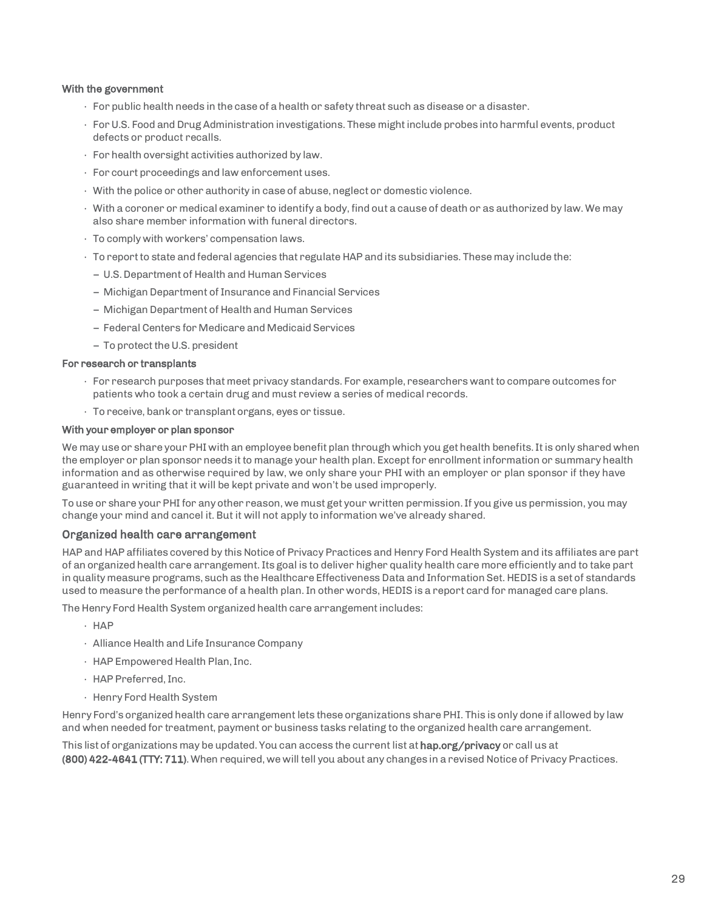**With the government**

- For public health needs in the case of a health or safety threat such as disease or a disaster.
- For U.S. Food and Drug Administration investigations. These might include probes into harmful events, product defects or product recalls.
- For health oversight activities authorized by law.
- For court proceedings and law enforcement uses.
- With the police or other authority in case of abuse, neglect or domestic violence.
- With a coroner or medical examiner to identify a body, find out a cause of death or as authorized by law. We may also share member information with funeral directors.
- To comply with workers' compensation laws.
- To report to state and federal agencies that regulate HAP and its subsidiaries. These may include the:
  - U.S. Department of Health and Human Services
  - Michigan Department of Insurance and Financial Services
  - Michigan Department of Health and Human Services
  - Federal Centers for Medicare and Medicaid Services
  - To protect the U.S. president

**For research or transplants**

- For research purposes that meet privacy standards. For example, researchers want to compare outcomes for patients who took a certain drug and must review a series of medical records.
- To receive, bank or transplant organs, eyes or tissue.

**With your employer or plan sponsor**

We may use or share your PHI with an employee benefit plan through which you get health benefits. It is only shared when the employer or plan sponsor needs it to manage your health plan. Except for enrollment information or summary health information and as otherwise required by law, we only share your PHI with an employer or plan sponsor if they have guaranteed in writing that it will be kept private and won't be used improperly.

To use or share your PHI for any other reason, we must get your written permission. If you give us permission, you may change your mind and cancel it. But it will not apply to information we've already shared.

## Organized health care arrangement

HAP and HAP affiliates covered by this Notice of Privacy Practices and Henry Ford Health System and its affiliates are part of an organized health care arrangement. Its goal is to deliver higher quality health care more efficiently and to take part in quality measure programs, such as the Healthcare Effectiveness Data and Information Set. HEDIS is a set of standards used to measure the performance of a health plan. In other words, HEDIS is a report card for managed care plans.

The Henry Ford Health System organized health care arrangement includes:

- HAP
- Alliance Health and Life Insurance Company
- HAP Empowered Health Plan, Inc.
- HAP Preferred, Inc.
- Henry Ford Health System

Henry Ford's organized health care arrangement lets these organizations share PHI. This is only done if allowed by law and when needed for treatment, payment or business tasks relating to the organized health care arrangement.

This list of organizations may be updated. You can access the current list at **hap.org/privacy** or call us at **(800) 422-4641 (TTY: 711)**. When required, we will tell you about any changes in a revised Notice of Privacy Practices.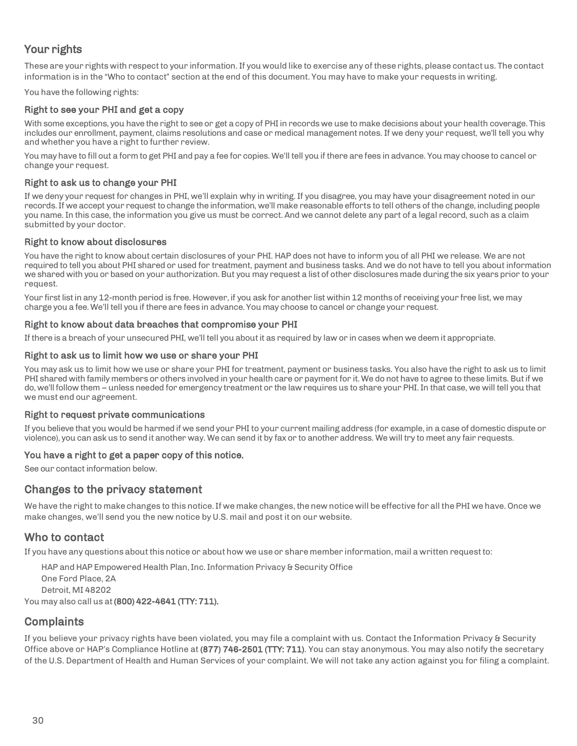## Your rights

These are your rights with respect to your information. If you would like to exercise any of these rights, please contact us. The contact information is in the "Who to contact" section at the end of this document. You may have to make your requests in writing.

You have the following rights:

### Right to see your PHI and get a copy

With some exceptions, you have the right to see or get a copy of PHI in records we use to make decisions about your health coverage. This includes our enrollment, payment, claims resolutions and case or medical management notes. If we deny your request, we'll tell you why and whether you have a right to further review.

You may have to fill out a form to get PHI and pay a fee for copies. We'll tell you if there are fees in advance. You may choose to cancel or change your request.

### Right to ask us to change your PHI

If we deny your request for changes in PHI, we'll explain why in writing. If you disagree, you may have your disagreement noted in our records. If we accept your request to change the information, we'll make reasonable efforts to tell others of the change, including people you name. In this case, the information you give us must be correct. And we cannot delete any part of a legal record, such as a claim submitted by your doctor.

### Right to know about disclosures

You have the right to know about certain disclosures of your PHI. HAP does not have to inform you of all PHI we release. We are not required to tell you about PHI shared or used for treatment, payment and business tasks. And we do not have to tell you about information we shared with you or based on your authorization. But you may request a list of other disclosures made during the six years prior to your request.

Your first list in any 12-month period is free. However, if you ask for another list within 12 months of receiving your free list, we may charge you a fee. We'll tell you if there are fees in advance. You may choose to cancel or change your request.

### Right to know about data breaches that compromise your PHI

If there is a breach of your unsecured PHI, we'll tell you about it as required by law or in cases when we deem it appropriate.

### Right to ask us to limit how we use or share your PHI

You may ask us to limit how we use or share your PHI for treatment, payment or business tasks. You also have the right to ask us to limit PHI shared with family members or others involved in your health care or payment for it. We do not have to agree to these limits. But if we do, we'll follow them – unless needed for emergency treatment or the law requires us to share your PHI. In that case, we will tell you that we must end our agreement.

### Right to request private communications

If you believe that you would be harmed if we send your PHI to your current mailing address (for example, in a case of domestic dispute or violence), you can ask us to send it another way. We can send it by fax or to another address. We will try to meet any fair requests.

### You have a right to get a paper copy of this notice.

See our contact information below.

## Changes to the privacy statement

We have the right to make changes to this notice. If we make changes, the new notice will be effective for all the PHI we have. Once we make changes, we'll send you the new notice by U.S. mail and post it on our website.

## Who to contact

If you have any questions about this notice or about how we use or share member information, mail a written request to:

HAP and HAP Empowered Health Plan, Inc. Information Privacy & Security Office
One Ford Place, 2A
Detroit, MI 48202

You may also call us at **(800) 422-4641 (TTY: 711).**

## Complaints

If you believe your privacy rights have been violated, you may file a complaint with us. Contact the Information Privacy & Security Office above or HAP's Compliance Hotline at **(877) 746-2501 (TTY: 711)**. You can stay anonymous. You may also notify the secretary of the U.S. Department of Health and Human Services of your complaint. We will not take any action against you for filing a complaint.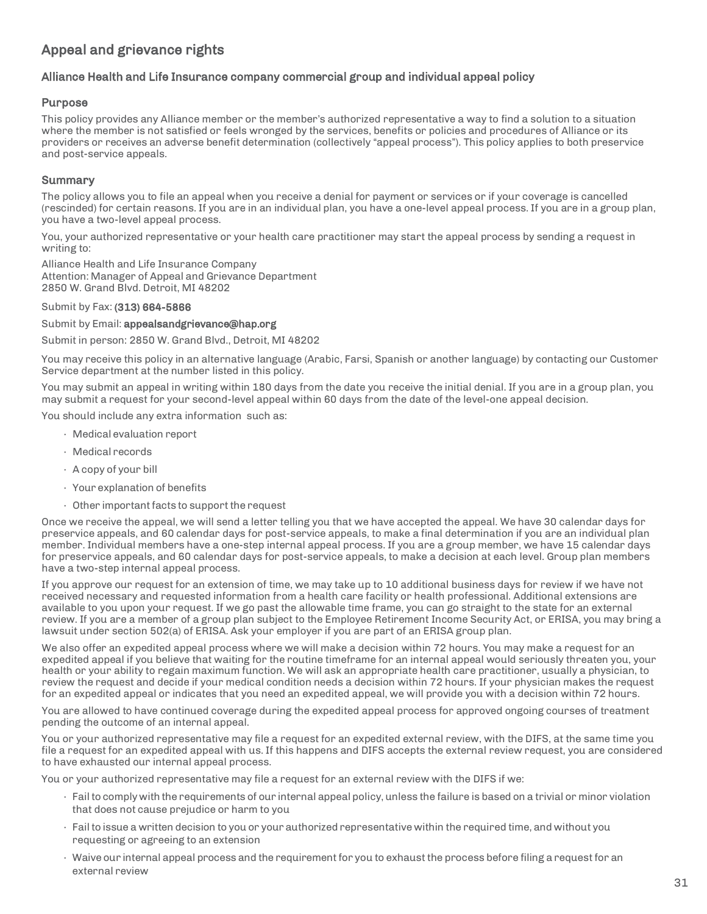## Appeal and grievance rights

### Alliance Health and Life Insurance company commercial group and individual appeal policy

#### Purpose

This policy provides any Alliance member or the member's authorized representative a way to find a solution to a situation where the member is not satisfied or feels wronged by the services, benefits or policies and procedures of Alliance or its providers or receives an adverse benefit determination (collectively "appeal process"). This policy applies to both preservice and post-service appeals.

#### Summary

The policy allows you to file an appeal when you receive a denial for payment or services or if your coverage is cancelled (rescinded) for certain reasons. If you are in an individual plan, you have a one-level appeal process. If you are in a group plan, you have a two-level appeal process.

You, your authorized representative or your health care practitioner may start the appeal process by sending a request in writing to:

Alliance Health and Life Insurance Company
Attention: Manager of Appeal and Grievance Department
2850 W. Grand Blvd. Detroit, MI 48202

Submit by Fax: **(313) 664-5866**

Submit by Email: **appealsandgrievance@hap.org**

Submit in person: 2850 W. Grand Blvd., Detroit, MI 48202

You may receive this policy in an alternative language (Arabic, Farsi, Spanish or another language) by contacting our Customer Service department at the number listed in this policy.

You may submit an appeal in writing within 180 days from the date you receive the initial denial. If you are in a group plan, you may submit a request for your second-level appeal within 60 days from the date of the level-one appeal decision.

You should include any extra information such as:

- Medical evaluation report
- Medical records
- A copy of your bill
- Your explanation of benefits
- Other important facts to support the request

Once we receive the appeal, we will send a letter telling you that we have accepted the appeal. We have 30 calendar days for preservice appeals, and 60 calendar days for post-service appeals, to make a final determination if you are an individual plan member. Individual members have a one-step internal appeal process. If you are a group member, we have 15 calendar days for preservice appeals, and 60 calendar days for post-service appeals, to make a decision at each level. Group plan members have a two-step internal appeal process.

If you approve our request for an extension of time, we may take up to 10 additional business days for review if we have not received necessary and requested information from a health care facility or health professional. Additional extensions are available to you upon your request. If we go past the allowable time frame, you can go straight to the state for an external review. If you are a member of a group plan subject to the Employee Retirement Income Security Act, or ERISA, you may bring a lawsuit under section 502(a) of ERISA. Ask your employer if you are part of an ERISA group plan.

We also offer an expedited appeal process where we will make a decision within 72 hours. You may make a request for an expedited appeal if you believe that waiting for the routine timeframe for an internal appeal would seriously threaten you, your health or your ability to regain maximum function. We will ask an appropriate health care practitioner, usually a physician, to review the request and decide if your medical condition needs a decision within 72 hours. If your physician makes the request for an expedited appeal or indicates that you need an expedited appeal, we will provide you with a decision within 72 hours.

You are allowed to have continued coverage during the expedited appeal process for approved ongoing courses of treatment pending the outcome of an internal appeal.

You or your authorized representative may file a request for an expedited external review, with the DIFS, at the same time you file a request for an expedited appeal with us. If this happens and DIFS accepts the external review request, you are considered to have exhausted our internal appeal process.

You or your authorized representative may file a request for an external review with the DIFS if we:

- Fail to comply with the requirements of our internal appeal policy, unless the failure is based on a trivial or minor violation that does not cause prejudice or harm to you
- Fail to issue a written decision to you or your authorized representative within the required time, and without you requesting or agreeing to an extension
- Waive our internal appeal process and the requirement for you to exhaust the process before filing a request for an external review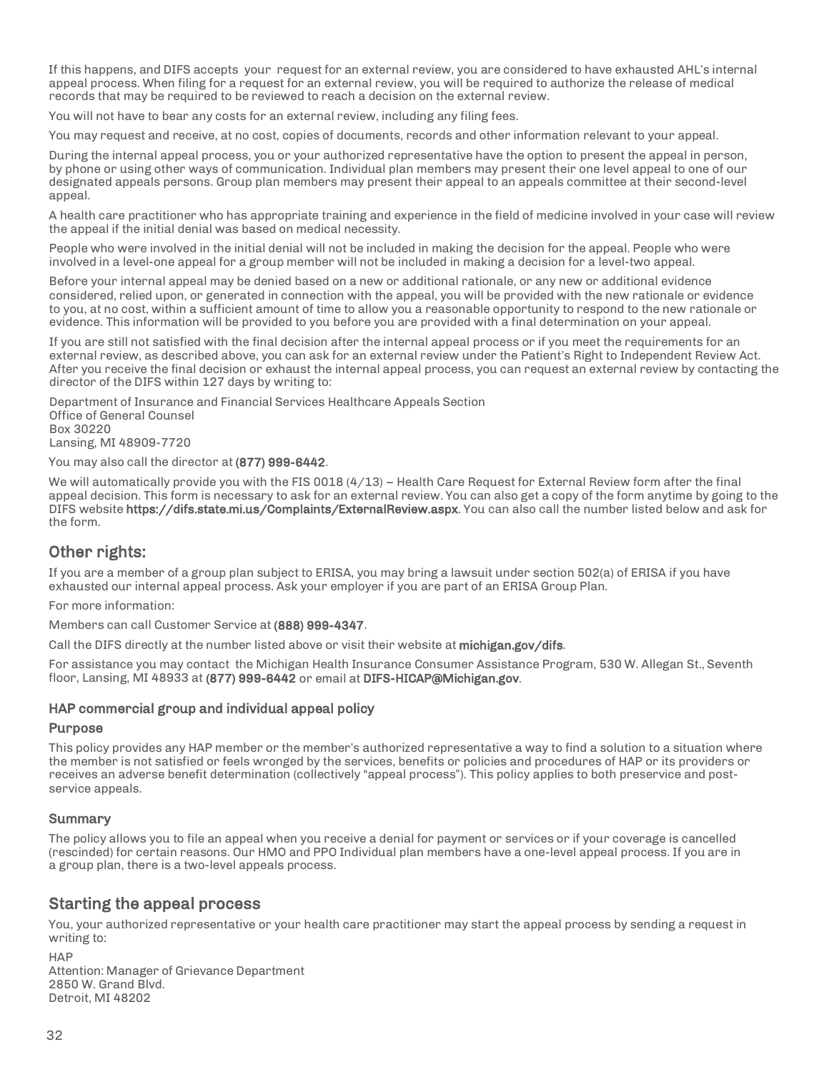If this happens, and DIFS accepts your request for an external review, you are considered to have exhausted AHL's internal appeal process. When filing for a request for an external review, you will be required to authorize the release of medical records that may be required to be reviewed to reach a decision on the external review.

You will not have to bear any costs for an external review, including any filing fees.

You may request and receive, at no cost, copies of documents, records and other information relevant to your appeal.

During the internal appeal process, you or your authorized representative have the option to present the appeal in person, by phone or using other ways of communication. Individual plan members may present their one level appeal to one of our designated appeals persons. Group plan members may present their appeal to an appeals committee at their second-level appeal.

A health care practitioner who has appropriate training and experience in the field of medicine involved in your case will review the appeal if the initial denial was based on medical necessity.

People who were involved in the initial denial will not be included in making the decision for the appeal. People who were involved in a level-one appeal for a group member will not be included in making a decision for a level-two appeal.

Before your internal appeal may be denied based on a new or additional rationale, or any new or additional evidence considered, relied upon, or generated in connection with the appeal, you will be provided with the new rationale or evidence to you, at no cost, within a sufficient amount of time to allow you a reasonable opportunity to respond to the new rationale or evidence. This information will be provided to you before you are provided with a final determination on your appeal.

If you are still not satisfied with the final decision after the internal appeal process or if you meet the requirements for an external review, as described above, you can ask for an external review under the Patient's Right to Independent Review Act. After you receive the final decision or exhaust the internal appeal process, you can request an external review by contacting the director of the DIFS within 127 days by writing to:

Department of Insurance and Financial Services Healthcare Appeals Section
Office of General Counsel
Box 30220
Lansing, MI 48909-7720

You may also call the director at **(877) 999-6442**.

We will automatically provide you with the FIS 0018 (4/13) – Health Care Request for External Review form after the final appeal decision. This form is necessary to ask for an external review. You can also get a copy of the form anytime by going to the DIFS website **https://difs.state.mi.us/Complaints/ExternalReview.aspx**. You can also call the number listed below and ask for the form.

## Other rights:

If you are a member of a group plan subject to ERISA, you may bring a lawsuit under section 502(a) of ERISA if you have exhausted our internal appeal process. Ask your employer if you are part of an ERISA Group Plan.

For more information:

Members can call Customer Service at **(888) 999-4347**.

Call the DIFS directly at the number listed above or visit their website at **michigan.gov/difs**.

For assistance you may contact the Michigan Health Insurance Consumer Assistance Program, 530 W. Allegan St., Seventh floor, Lansing, MI 48933 at **(877) 999-6442** or email at **DIFS-HICAP@Michigan.gov**.

### HAP commercial group and individual appeal policy

#### Purpose

This policy provides any HAP member or the member's authorized representative a way to find a solution to a situation where the member is not satisfied or feels wronged by the services, benefits or policies and procedures of HAP or its providers or receives an adverse benefit determination (collectively "appeal process"). This policy applies to both preservice and post-service appeals.

#### Summary

The policy allows you to file an appeal when you receive a denial for payment or services or if your coverage is cancelled (rescinded) for certain reasons. Our HMO and PPO Individual plan members have a one-level appeal process. If you are in a group plan, there is a two-level appeals process.

## Starting the appeal process

You, your authorized representative or your health care practitioner may start the appeal process by sending a request in writing to:

HAP
Attention: Manager of Grievance Department
2850 W. Grand Blvd.
Detroit, MI 48202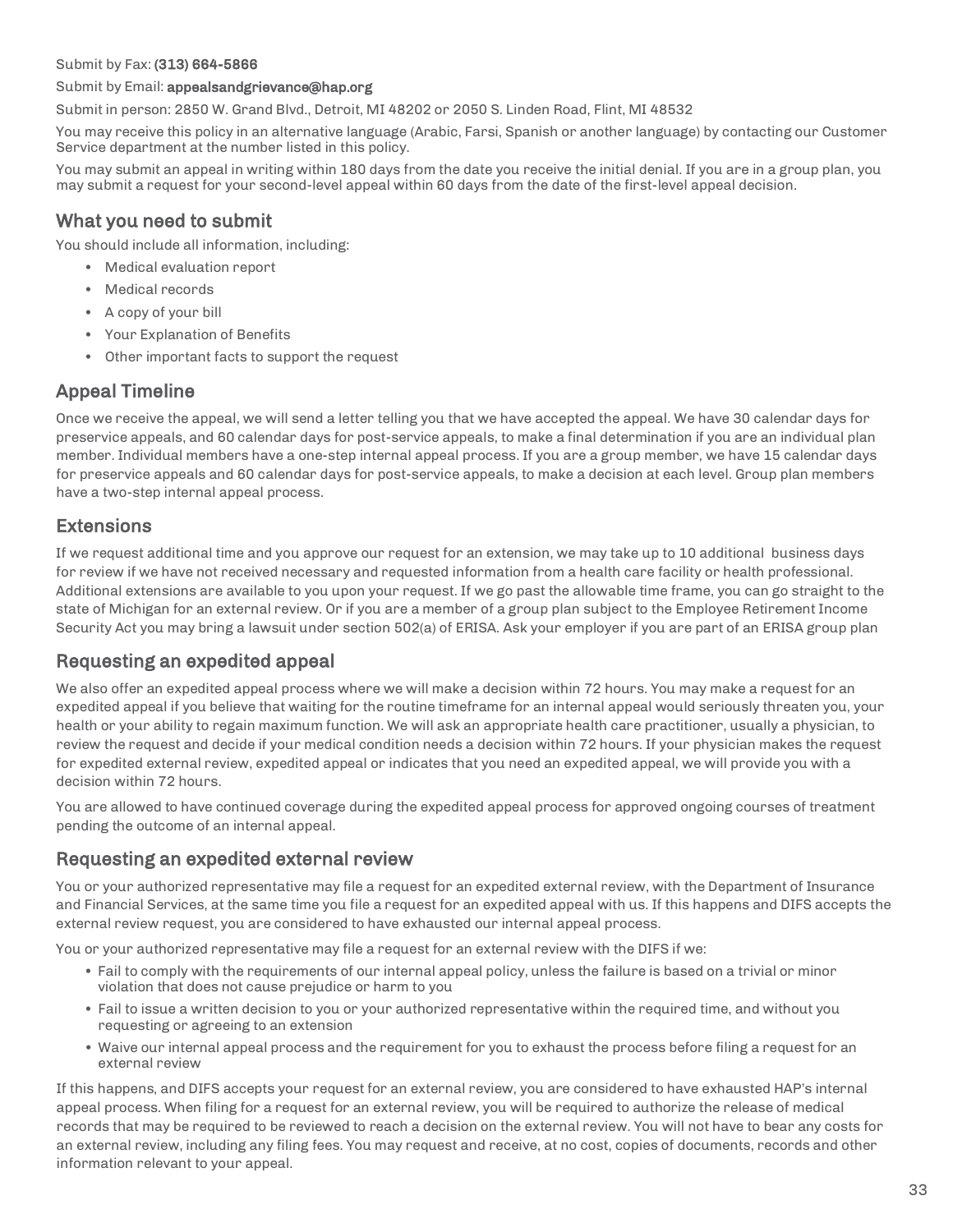Submit by Fax: **(313) 664-5866**

Submit by Email: **appealsandgrievance@hap.org**

Submit in person: 2850 W. Grand Blvd., Detroit, MI 48202 or 2050 S. Linden Road, Flint, MI 48532

You may receive this policy in an alternative language (Arabic, Farsi, Spanish or another language) by contacting our Customer Service department at the number listed in this policy.

You may submit an appeal in writing within 180 days from the date you receive the initial denial. If you are in a group plan, you may submit a request for your second-level appeal within 60 days from the date of the first-level appeal decision.

## What you need to submit

You should include all information, including:

- Medical evaluation report
- Medical records
- A copy of your bill
- Your Explanation of Benefits
- Other important facts to support the request

## Appeal Timeline

Once we receive the appeal, we will send a letter telling you that we have accepted the appeal. We have 30 calendar days for preservice appeals, and 60 calendar days for post-service appeals, to make a final determination if you are an individual plan member. Individual members have a one-step internal appeal process. If you are a group member, we have 15 calendar days for preservice appeals and 60 calendar days for post-service appeals, to make a decision at each level. Group plan members have a two-step internal appeal process.

## Extensions

If we request additional time and you approve our request for an extension, we may take up to 10 additional business days for review if we have not received necessary and requested information from a health care facility or health professional. Additional extensions are available to you upon your request. If we go past the allowable time frame, you can go straight to the state of Michigan for an external review. Or if you are a member of a group plan subject to the Employee Retirement Income Security Act you may bring a lawsuit under section 502(a) of ERISA. Ask your employer if you are part of an ERISA group plan

## Requesting an expedited appeal

We also offer an expedited appeal process where we will make a decision within 72 hours. You may make a request for an expedited appeal if you believe that waiting for the routine timeframe for an internal appeal would seriously threaten you, your health or your ability to regain maximum function. We will ask an appropriate health care practitioner, usually a physician, to review the request and decide if your medical condition needs a decision within 72 hours. If your physician makes the request for expedited external review, expedited appeal or indicates that you need an expedited appeal, we will provide you with a decision within 72 hours.

You are allowed to have continued coverage during the expedited appeal process for approved ongoing courses of treatment pending the outcome of an internal appeal.

## Requesting an expedited external review

You or your authorized representative may file a request for an expedited external review, with the Department of Insurance and Financial Services, at the same time you file a request for an expedited appeal with us. If this happens and DIFS accepts the external review request, you are considered to have exhausted our internal appeal process.

You or your authorized representative may file a request for an external review with the DIFS if we:

- Fail to comply with the requirements of our internal appeal policy, unless the failure is based on a trivial or minor violation that does not cause prejudice or harm to you
- Fail to issue a written decision to you or your authorized representative within the required time, and without you requesting or agreeing to an extension
- Waive our internal appeal process and the requirement for you to exhaust the process before filing a request for an external review

If this happens, and DIFS accepts your request for an external review, you are considered to have exhausted HAP's internal appeal process. When filing for a request for an external review, you will be required to authorize the release of medical records that may be required to be reviewed to reach a decision on the external review. You will not have to bear any costs for an external review, including any filing fees. You may request and receive, at no cost, copies of documents, records and other information relevant to your appeal.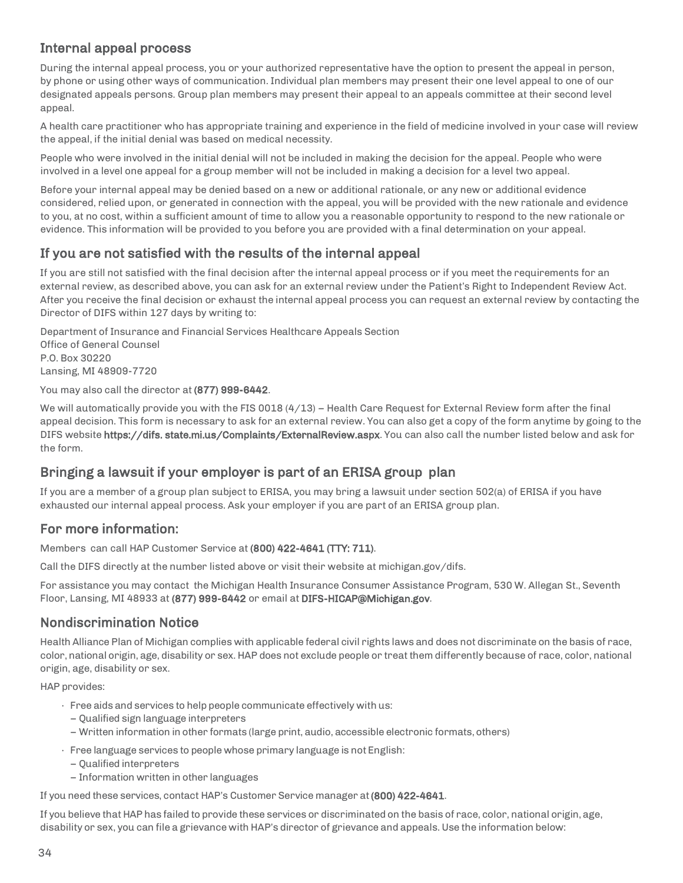## Internal appeal process

During the internal appeal process, you or your authorized representative have the option to present the appeal in person, by phone or using other ways of communication. Individual plan members may present their one level appeal to one of our designated appeals persons. Group plan members may present their appeal to an appeals committee at their second level appeal.

A health care practitioner who has appropriate training and experience in the field of medicine involved in your case will review the appeal, if the initial denial was based on medical necessity.

People who were involved in the initial denial will not be included in making the decision for the appeal. People who were involved in a level one appeal for a group member will not be included in making a decision for a level two appeal.

Before your internal appeal may be denied based on a new or additional rationale, or any new or additional evidence considered, relied upon, or generated in connection with the appeal, you will be provided with the new rationale and evidence to you, at no cost, within a sufficient amount of time to allow you a reasonable opportunity to respond to the new rationale or evidence. This information will be provided to you before you are provided with a final determination on your appeal.

## If you are not satisfied with the results of the internal appeal

If you are still not satisfied with the final decision after the internal appeal process or if you meet the requirements for an external review, as described above, you can ask for an external review under the Patient's Right to Independent Review Act. After you receive the final decision or exhaust the internal appeal process you can request an external review by contacting the Director of DIFS within 127 days by writing to:

Department of Insurance and Financial Services Healthcare Appeals Section
Office of General Counsel
P.O. Box 30220
Lansing, MI 48909-7720

You may also call the director at **(877) 999-6442**.

We will automatically provide you with the FIS 0018 (4/13) – Health Care Request for External Review form after the final appeal decision. This form is necessary to ask for an external review. You can also get a copy of the form anytime by going to the DIFS website **https://difs. state.mi.us/Complaints/ExternalReview.aspx**. You can also call the number listed below and ask for the form.

## Bringing a lawsuit if your employer is part of an ERISA group plan

If you are a member of a group plan subject to ERISA, you may bring a lawsuit under section 502(a) of ERISA if you have exhausted our internal appeal process. Ask your employer if you are part of an ERISA group plan.

## For more information:

Members can call HAP Customer Service at **(800) 422-4641 (TTY: 711)**.

Call the DIFS directly at the number listed above or visit their website at michigan.gov/difs.

For assistance you may contact the Michigan Health Insurance Consumer Assistance Program, 530 W. Allegan St., Seventh Floor, Lansing, MI 48933 at **(877) 999-6442** or email at **DIFS-HICAP@Michigan.gov**.

## Nondiscrimination Notice

Health Alliance Plan of Michigan complies with applicable federal civil rights laws and does not discriminate on the basis of race, color, national origin, age, disability or sex. HAP does not exclude people or treat them differently because of race, color, national origin, age, disability or sex.

HAP provides:

- Free aids and services to help people communicate effectively with us:
  - Qualified sign language interpreters
  - Written information in other formats (large print, audio, accessible electronic formats, others)
- Free language services to people whose primary language is not English:
  - Qualified interpreters
  - Information written in other languages

If you need these services, contact HAP's Customer Service manager at **(800) 422-4641**.

If you believe that HAP has failed to provide these services or discriminated on the basis of race, color, national origin, age, disability or sex, you can file a grievance with HAP's director of grievance and appeals. Use the information below: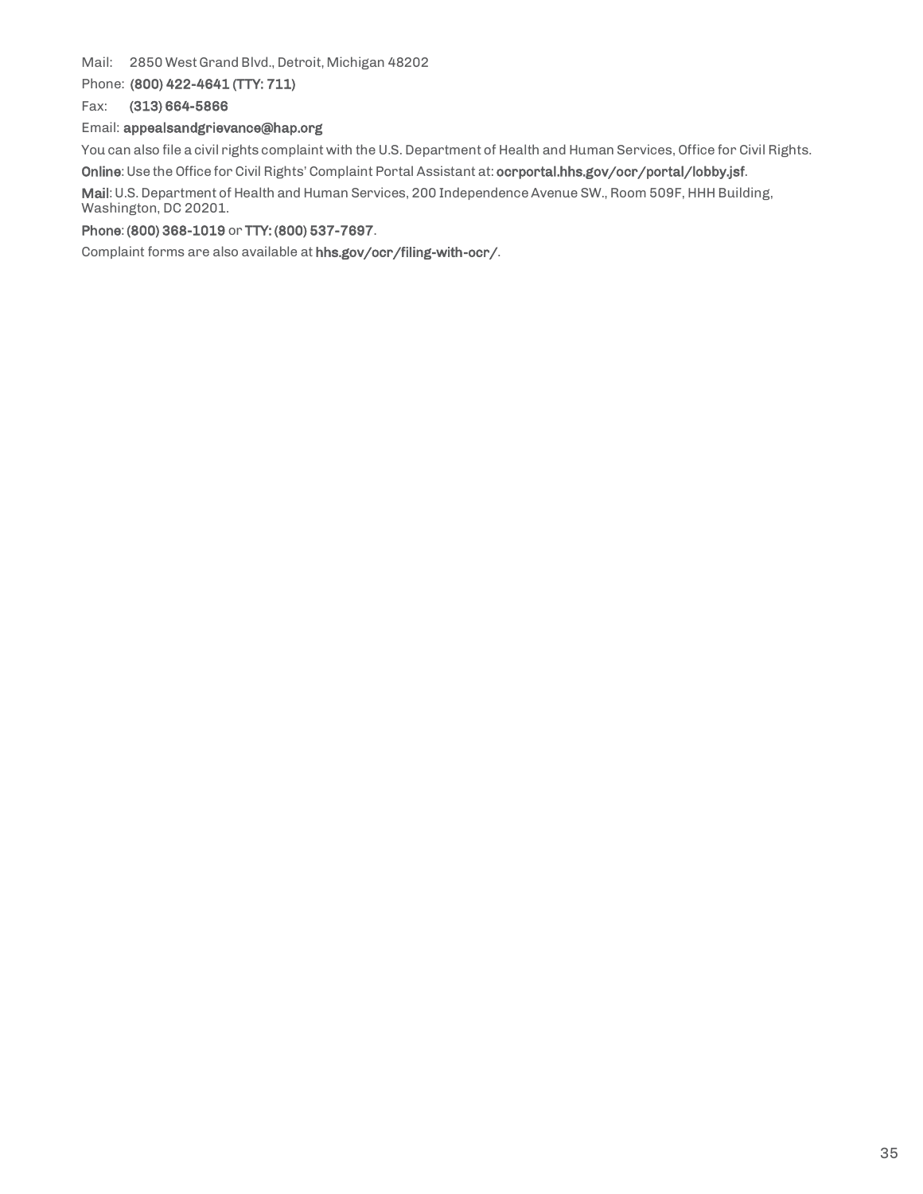Mail: 2850 West Grand Blvd., Detroit, Michigan 48202

Phone: **(800) 422-4641 (TTY: 711)**

Fax: **(313) 664-5866**

Email: **appealsandgrievance@hap.org**

You can also file a civil rights complaint with the U.S. Department of Health and Human Services, Office for Civil Rights.

**Online**: Use the Office for Civil Rights' Complaint Portal Assistant at: **ocrportal.hhs.gov/ocr/portal/lobby.jsf**.

**Mail**: U.S. Department of Health and Human Services, 200 Independence Avenue SW., Room 509F, HHH Building, Washington, DC 20201.

**Phone**: **(800) 368-1019** or **TTY: (800) 537-7697**.

Complaint forms are also available at **hhs.gov/ocr/filing-with-ocr/**.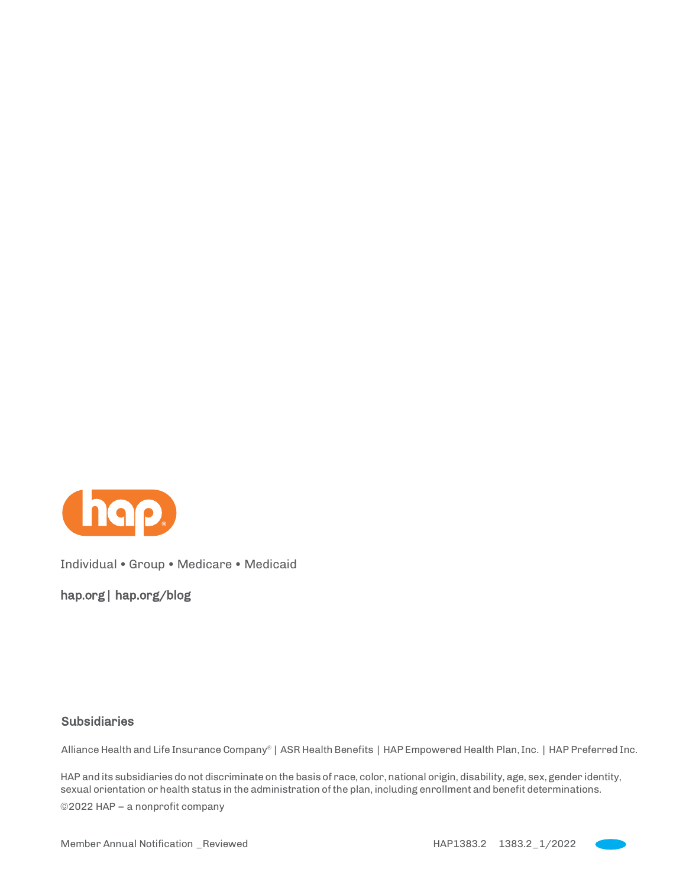Individual • Group • Medicare • Medicaid

**hap.org | hap.org/blog**

## Subsidiaries

Alliance Health and Life Insurance Company® | ASR Health Benefits | HAP Empowered Health Plan, Inc. | HAP Preferred Inc.

HAP and its subsidiaries do not discriminate on the basis of race, color, national origin, disability, age, sex, gender identity, sexual orientation or health status in the administration of the plan, including enrollment and benefit determinations.

©2022 HAP – a nonprofit company

Member Annual Notification _Reviewed HAP1383.2 1383.2_1/2022